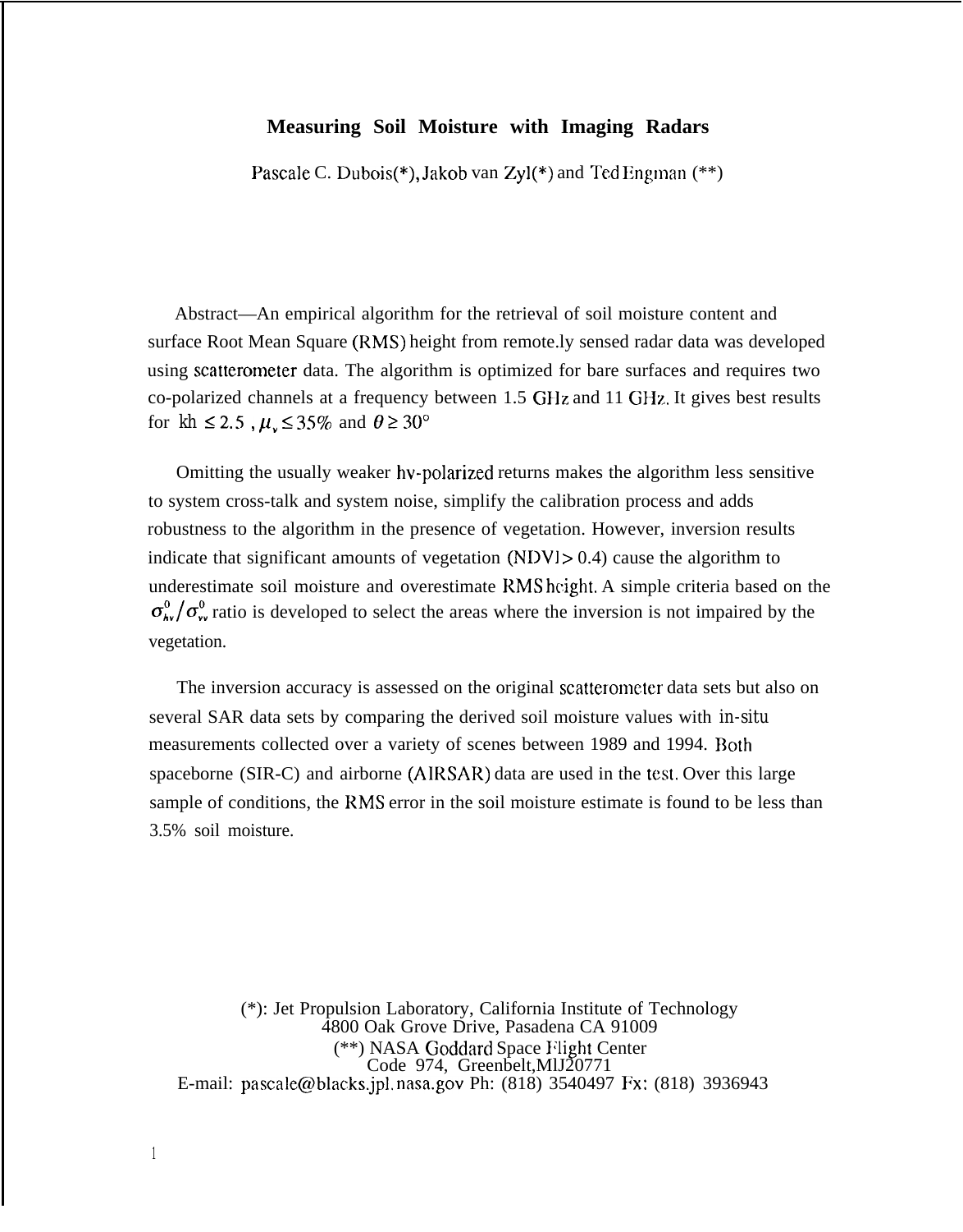# Measuring Soil Moisture with Imaging Radars

Pascale C. Dubois(*), Jakob van Zyl(*) and Ted Engman (**)

Abstract—An empirical algorithm for the retrieval of soil moisture content and surface Root Mean Square (RMS) height from remote.ly sensed radar data was developed using scatterometer data. The algorithm is optimized for bare surfaces and requires two co-polarized channels at a frequency between 1.5 GHz and 11 GHz. It gives best results for $kh \leq 2.5$ , $\mu_v \leq 35\%$ and $\theta \geq 30°$

Omitting the usually weaker hv-polarized returns makes the algorithm less sensitive to system cross-talk and system noise, simplify the calibration process and adds robustness to the algorithm in the presence of vegetation. However, inversion results indicate that significant amounts of vegetation (NDVI > 0.4) cause the algorithm to underestimate soil moisture and overestimate RMS height. A simple criteria based on the $\sigma^0_{hv}/\sigma^0_{vv}$ ratio is developed to select the areas where the inversion is not impaired by the vegetation.

The inversion accuracy is assessed on the original scatterometer data sets but also on several SAR data sets by comparing the derived soil moisture values with in-situ measurements collected over a variety of scenes between 1989 and 1994. Both spaceborne (SIR-C) and airborne (AIRSAR) data are used in the test. Over this large sample of conditions, the RMS error in the soil moisture estimate is found to be less than 3.5% soil moisture.

(*): Jet Propulsion Laboratory, California Institute of Technology
4800 Oak Grove Drive, Pasadena CA 91009

(**) NASA Goddard Space Flight Center
Code 974, Greenbelt, MD 20771

E-mail: pascale@blacks.jpl.nasa.gov Ph: (818) 3540497 Fx: (818) 3936943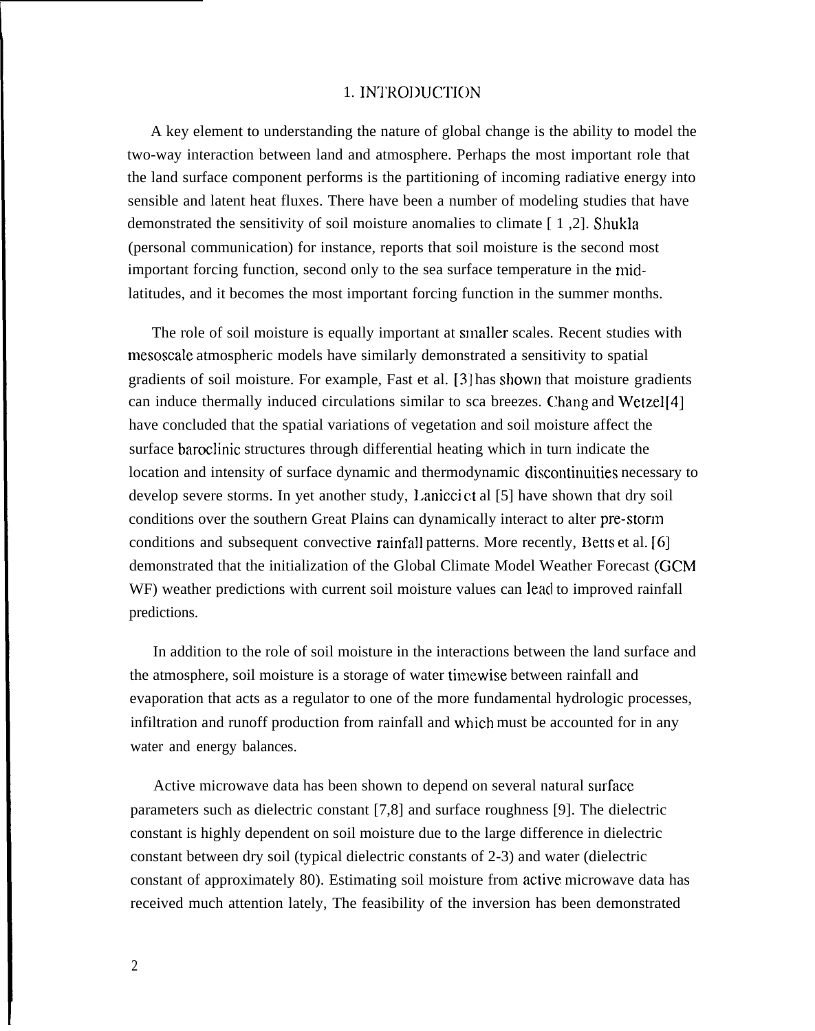# 1. INTRODUCTION

A key element to understanding the nature of global change is the ability to model the two-way interaction between land and atmosphere. Perhaps the most important role that the land surface component performs is the partitioning of incoming radiative energy into sensible and latent heat fluxes. There have been a number of modeling studies that have demonstrated the sensitivity of soil moisture anomalies to climate [1,2]. Shukla (personal communication) for instance, reports that soil moisture is the second most important forcing function, second only to the sea surface temperature in the mid-latitudes, and it becomes the most important forcing function in the summer months.

The role of soil moisture is equally important at smaller scales. Recent studies with mesoscale atmospheric models have similarly demonstrated a sensitivity to spatial gradients of soil moisture. For example, Fast et al. [3] has shown that moisture gradients can induce thermally induced circulations similar to sea breezes. Chang and Wetzel[4] have concluded that the spatial variations of vegetation and soil moisture affect the surface baroclinic structures through differential heating which in turn indicate the location and intensity of surface dynamic and thermodynamic discontinuities necessary to develop severe storms. In yet another study, Lanicci et al [5] have shown that dry soil conditions over the southern Great Plains can dynamically interact to alter pre-storm conditions and subsequent convective rainfall patterns. More recently, Betts et al. [6] demonstrated that the initialization of the Global Climate Model Weather Forecast (GCM WF) weather predictions with current soil moisture values can lead to improved rainfall predictions.

In addition to the role of soil moisture in the interactions between the land surface and the atmosphere, soil moisture is a storage of water timewise between rainfall and evaporation that acts as a regulator to one of the more fundamental hydrologic processes, infiltration and runoff production from rainfall and which must be accounted for in any water and energy balances.

Active microwave data has been shown to depend on several natural surface parameters such as dielectric constant [7,8] and surface roughness [9]. The dielectric constant is highly dependent on soil moisture due to the large difference in dielectric constant between dry soil (typical dielectric constants of 2-3) and water (dielectric constant of approximately 80). Estimating soil moisture from active microwave data has received much attention lately, The feasibility of the inversion has been demonstrated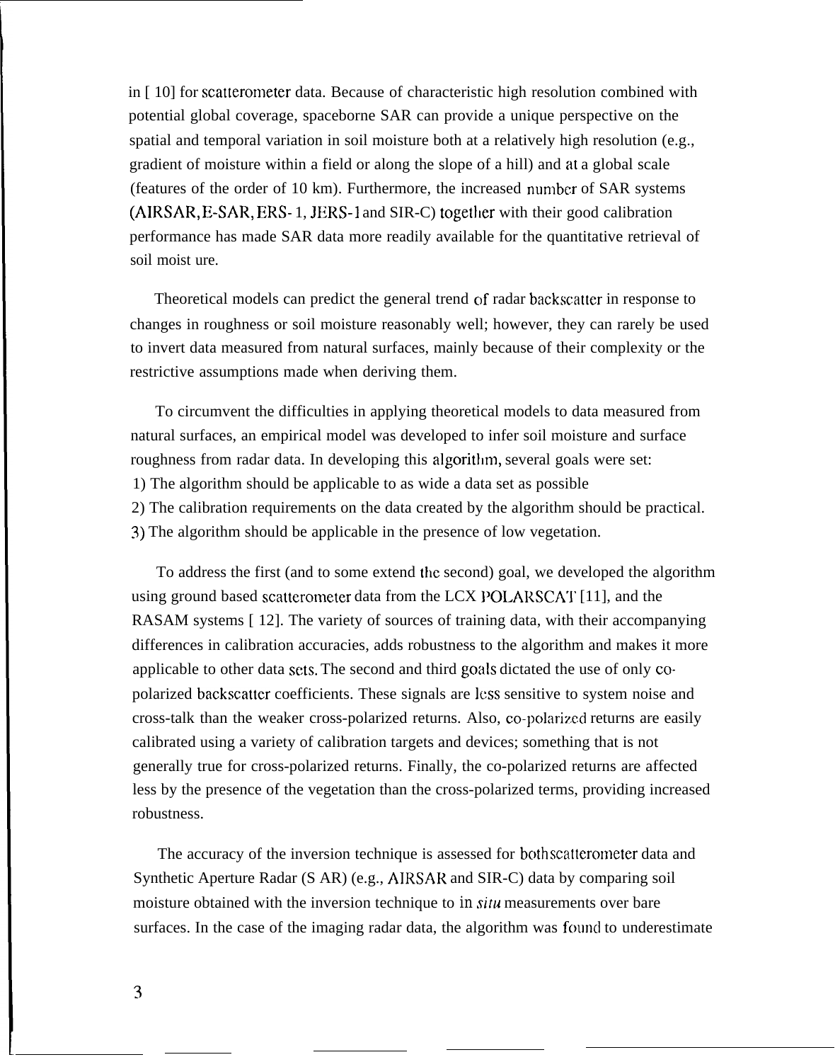in [ 10] for scatterometer data. Because of characteristic high resolution combined with potential global coverage, spaceborne SAR can provide a unique perspective on the spatial and temporal variation in soil moisture both at a relatively high resolution (e.g., gradient of moisture within a field or along the slope of a hill) and at a global scale (features of the order of 10 km). Furthermore, the increased number of SAR systems (AIRSAR, E-SAR, ERS- 1, JERS-1 and SIR-C) together with their good calibration performance has made SAR data more readily available for the quantitative retrieval of soil moist ure.

Theoretical models can predict the general trend of radar backscatter in response to changes in roughness or soil moisture reasonably well; however, they can rarely be used to invert data measured from natural surfaces, mainly because of their complexity or the restrictive assumptions made when deriving them.

To circumvent the difficulties in applying theoretical models to data measured from natural surfaces, an empirical model was developed to infer soil moisture and surface roughness from radar data. In developing this algorithm, several goals were set:
1) The algorithm should be applicable to as wide a data set as possible
2) The calibration requirements on the data created by the algorithm should be practical.
3) The algorithm should be applicable in the presence of low vegetation.

To address the first (and to some extend the second) goal, we developed the algorithm using ground based scatterometer data from the LCX POLARSCAT [11], and the RASAM systems [ 12]. The variety of sources of training data, with their accompanying differences in calibration accuracies, adds robustness to the algorithm and makes it more applicable to other data sets. The second and third goals dictated the use of only co-polarized backscatter coefficients. These signals are less sensitive to system noise and cross-talk than the weaker cross-polarized returns. Also, co-polarized returns are easily calibrated using a variety of calibration targets and devices; something that is not generally true for cross-polarized returns. Finally, the co-polarized returns are affected less by the presence of the vegetation than the cross-polarized terms, providing increased robustness.

The accuracy of the inversion technique is assessed for both scatterometer data and Synthetic Aperture Radar (S AR) (e.g., AIRSAR and SIR-C) data by comparing soil moisture obtained with the inversion technique to in *situ* measurements over bare surfaces. In the case of the imaging radar data, the algorithm was found to underestimate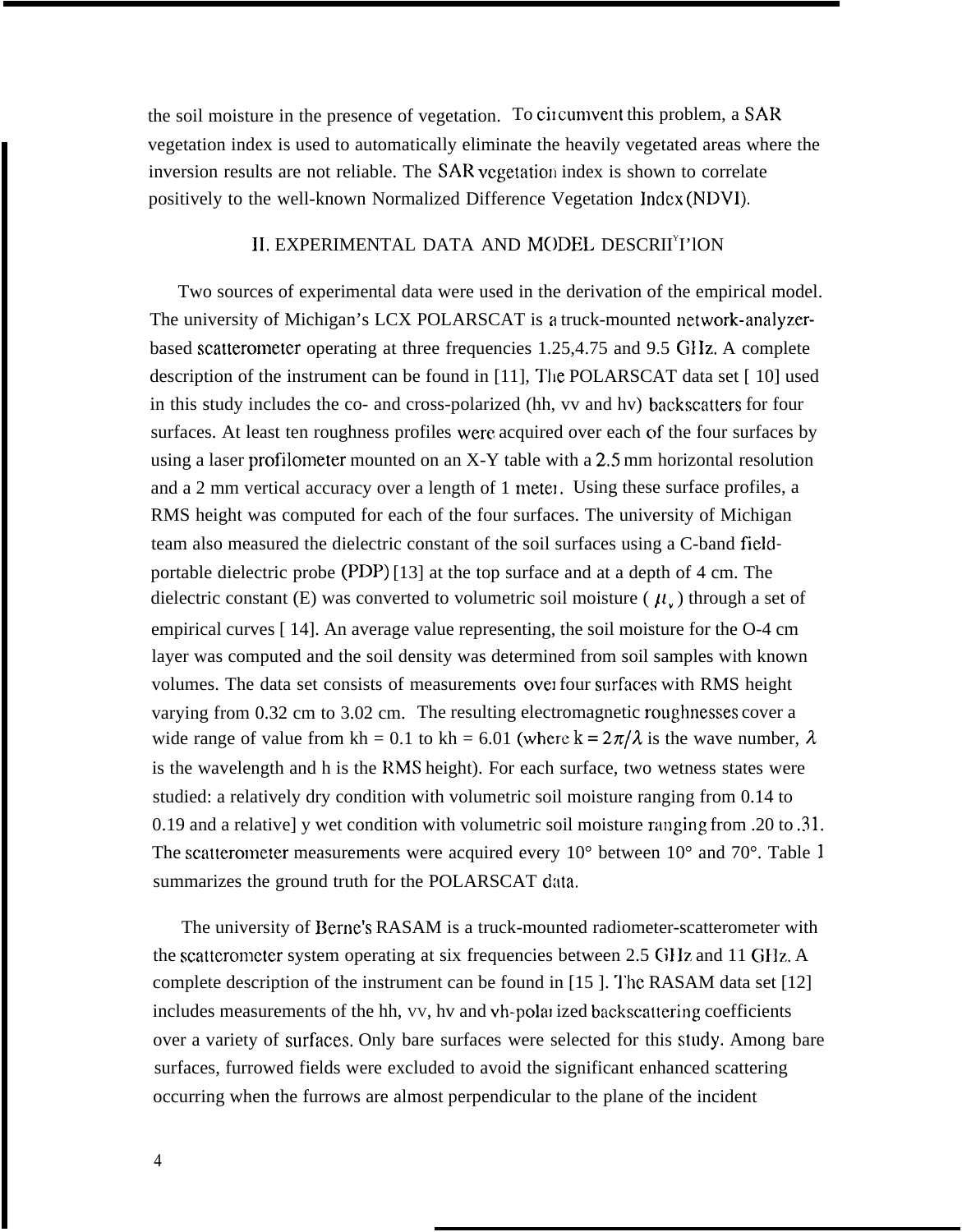the soil moisture in the presence of vegetation. To circumvent this problem, a SAR vegetation index is used to automatically eliminate the heavily vegetated areas where the inversion results are not reliable. The SAR vegetation index is shown to correlate positively to the well-known Normalized Difference Vegetation Index (NDVI).

## II. EXPERIMENTAL DATA AND MODEL DESCRIPTION

Two sources of experimental data were used in the derivation of the empirical model. The university of Michigan's LCX POLARSCAT is a truck-mounted network-analyzer-based scatterometer operating at three frequencies 1.25,4.75 and 9.5 GHz. A complete description of the instrument can be found in [11], The POLARSCAT data set [ 10] used in this study includes the co- and cross-polarized (hh, vv and hv) backscatters for four surfaces. At least ten roughness profiles were acquired over each of the four surfaces by using a laser profilometer mounted on an X-Y table with a 2.5 mm horizontal resolution and a 2 mm vertical accuracy over a length of 1 meter. Using these surface profiles, a RMS height was computed for each of the four surfaces. The university of Michigan team also measured the dielectric constant of the soil surfaces using a C-band field-portable dielectric probe (PDP) [13] at the top surface and at a depth of 4 cm. The dielectric constant (E) was converted to volumetric soil moisture ( $\mu_v$ ) through a set of empirical curves [ 14]. An average value representing, the soil moisture for the O-4 cm layer was computed and the soil density was determined from soil samples with known volumes. The data set consists of measurements over four surfaces with RMS height varying from 0.32 cm to 3.02 cm. The resulting electromagnetic roughnesses cover a wide range of value from kh = 0.1 to kh = 6.01 (where $k = 2\pi/\lambda$ is the wave number, $\lambda$ is the wavelength and h is the RMS height). For each surface, two wetness states were studied: a relatively dry condition with volumetric soil moisture ranging from 0.14 to 0.19 and a relative] y wet condition with volumetric soil moisture ranging from .20 to .31. The scatterometer measurements were acquired every 10° between 10° and 70°. Table 1 summarizes the ground truth for the POLARSCAT data.

The university of Berne's RASAM is a truck-mounted radiometer-scatterometer with the scatterometer system operating at six frequencies between 2.5 GHz and 11 GHz. A complete description of the instrument can be found in [15 ]. The RASAM data set [12] includes measurements of the hh, vv, hv and vh-polarized backscattering coefficients over a variety of surfaces. Only bare surfaces were selected for this study. Among bare surfaces, furrowed fields were excluded to avoid the significant enhanced scattering occurring when the furrows are almost perpendicular to the plane of the incident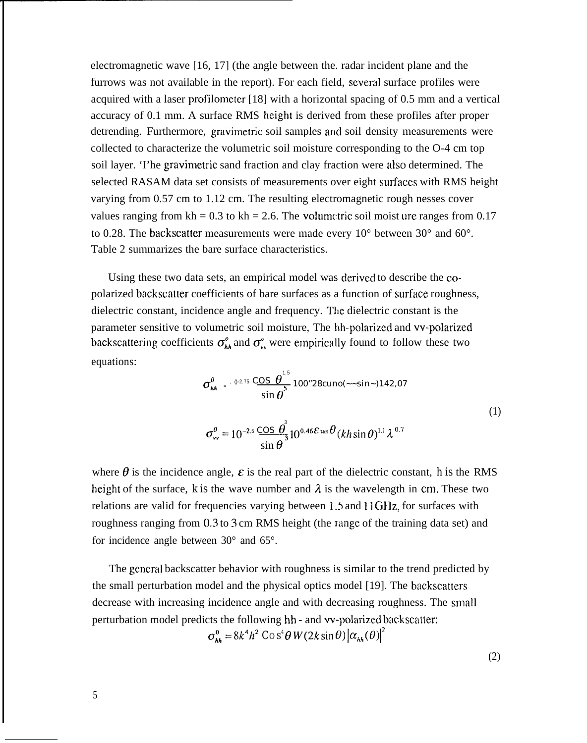electromagnetic wave [16, 17] (the angle between the. radar incident plane and the furrows was not available in the report). For each field, several surface profiles were acquired with a laser profilometer [18] with a horizontal spacing of 0.5 mm and a vertical accuracy of 0.1 mm. A surface RMS height is derived from these profiles after proper detrending. Furthermore, gravimetric soil samples and soil density measurements were collected to characterize the volumetric soil moisture corresponding to the O-4 cm top soil layer. 'I'he gravimetric sand fraction and clay fraction were also determined. The selected RASAM data set consists of measurements over eight surfaces with RMS height varying from 0.57 cm to 1.12 cm. The resulting electromagnetic rough nesses cover values ranging from kh = 0.3 to kh = 2.6. The volumetric soil moist ure ranges from 0.17 to 0.28. The backscatter measurements were made every 10° between 30° and 60°. Table 2 summarizes the bare surface characteristics.

Using these two data sets, an empirical model was derived to describe the co-polarized backscatter coefficients of bare surfaces as a function of surface roughness, dielectric constant, incidence angle and frequency. The dielectric constant is the parameter sensitive to volumetric soil moisture, The hh-polarized and vv-polarized backscattering coefficients $\sigma^o_{hh}$ and $\sigma^o_{vv}$ were empirically found to follow these two equations:

$$\sigma^0_{hh} = 10^{-2.75} \frac{\cos^{1.5}\theta}{\sin^5\theta} 10^{0.028\varepsilon \tan\theta} (kh \sin\theta)^{1.4} \lambda^{0.7}$$

$$\sigma^0_{vv} = 10^{-2.35} \frac{\cos^3\theta}{\sin^3\theta} 10^{0.046\varepsilon \tan\theta} (kh \sin\theta)^{1.1} \lambda^{0.7} \tag{1}$$

where $\theta$ is the incidence angle, $\varepsilon$ is the real part of the dielectric constant, h is the RMS height of the surface, k is the wave number and $\lambda$ is the wavelength in cm. These two relations are valid for frequencies varying between 1.5 and 11 GHz, for surfaces with roughness ranging from 0.3 to 3 cm RMS height (the range of the training data set) and for incidence angle between 30° and 65°.

The general backscatter behavior with roughness is similar to the trend predicted by the small perturbation model and the physical optics model [19]. The backscatters decrease with increasing incidence angle and with decreasing roughness. The small perturbation model predicts the following hh - and vv-polarized backscatter:

$$\sigma^0_{hh} = 8k^4h^2 \cos^4\theta \, W(2k\sin\theta) \left|\alpha_{hh}(\theta)\right|^2 \tag{2}$$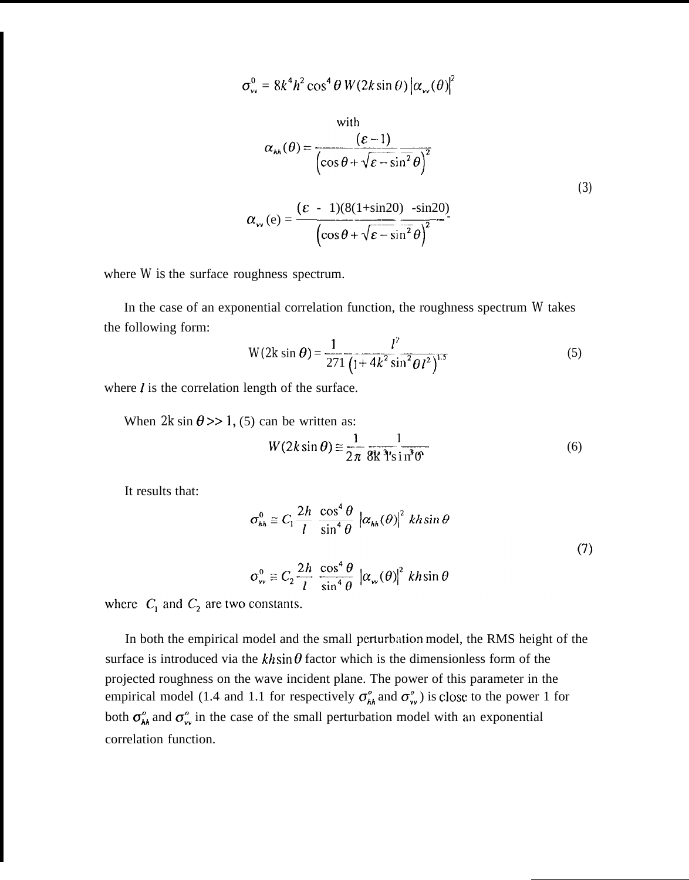$$\sigma_{vv}^0 = 8k^4h^2\cos^4\theta\, W(2k\sin\theta)\left|\alpha_{vv}(\theta)\right|^2$$

with

$$\alpha_{hh}(\theta) = \frac{(\varepsilon-1)}{\left(\cos\theta+\sqrt{\varepsilon-\sin^2\theta}\right)^2}$$

$$\alpha_{vv}(e) = \frac{(\varepsilon - 1)(8(1+\sin 20) - \sin 20)}{\left(\cos\theta+\sqrt{\varepsilon-\sin^2\theta}\right)^2} \tag{3}$$

where W is the surface roughness spectrum.

In the case of an exponential correlation function, the roughness spectrum W takes the following form:

$$W(2k\sin\theta) = \frac{1}{271}\frac{l^2}{\left(1+4k^2\sin^2\theta\, l^2\right)^{1.5}} \tag{5}$$

where $l$ is the correlation length of the surface.

When $2k\sin\theta >> 1$, (5) can be written as:

$$W(2k\sin\theta) \cong \frac{1}{2\pi}\frac{1}{8k^3 l \sin^3\theta} \tag{6}$$

It results that:

$$\sigma_{hh}^0 \cong C_1\frac{2h}{l}\frac{\cos^4\theta}{\sin^4\theta}\left|\alpha_{hh}(\theta)\right|^2 kh\sin\theta$$

$$\sigma_{vv}^0 \cong C_2\frac{2h}{l}\frac{\cos^4\theta}{\sin^4\theta}\left|\alpha_{vv}(\theta)\right|^2 kh\sin\theta \tag{7}$$

where $C_1$ and $C_2$ are two constants.

In both the empirical model and the small perturbation model, the RMS height of the surface is introduced via the $kh\sin\theta$ factor which is the dimensionless form of the projected roughness on the wave incident plane. The power of this parameter in the empirical model (1.4 and 1.1 for respectively $\sigma_{hh}^o$ and $\sigma_{vv}^o$) is close to the power 1 for both $\sigma_{hh}^o$ and $\sigma_{vv}^o$ in the case of the small perturbation model with an exponential correlation function.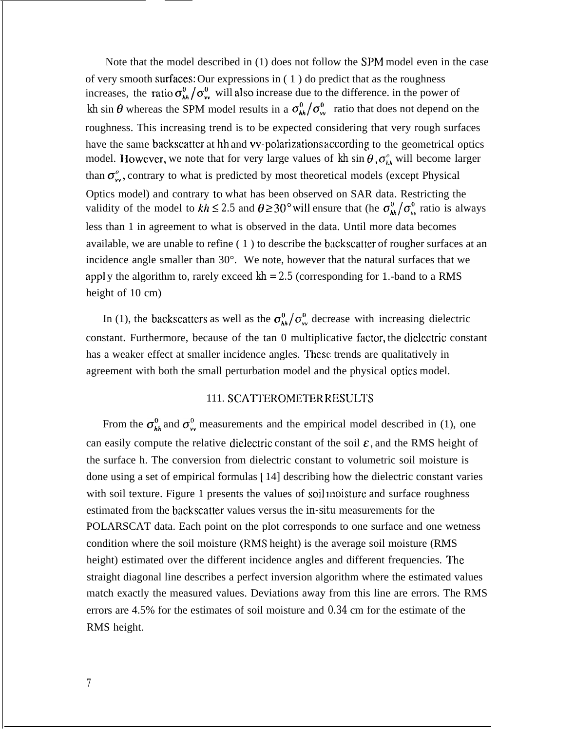Note that the model described in (1) does not follow the SPM model even in the case of very smooth surfaces: Our expressions in ( 1 ) do predict that as the roughness increases, the ratio $\sigma^0_{hh}/\sigma^0_{vv}$ will also increase due to the difference. in the power of $kh \sin\theta$ whereas the SPM model results in a $\sigma^0_{hh}/\sigma^0_{vv}$ ratio that does not depend on the roughness. This increasing trend is to be expected considering that very rough surfaces have the same backscatter at hh and vv-polarizations according to the geometrical optics model. However, we note that for very large values of $kh \sin\theta$, $\sigma^o_{hh}$ will become larger than $\sigma^o_{vv}$, contrary to what is predicted by most theoretical models (except Physical Optics model) and contrary to what has been observed on SAR data. Restricting the validity of the model to $kh \leq 2.5$ and $\theta \geq 30°$ will ensure that (he $\sigma^0_{hh}/\sigma^0_{vv}$ ratio is always less than 1 in agreement to what is observed in the data. Until more data becomes available, we are unable to refine ( 1 ) to describe the backscatter of rougher surfaces at an incidence angle smaller than 30°. We note, however that the natural surfaces that we appl y the algorithm to, rarely exceed $kh = 2.5$ (corresponding for 1.-band to a RMS height of 10 cm)

In (1), the backscatters as well as the $\sigma^0_{hh}/\sigma^0_{vv}$ decrease with increasing dielectric constant. Furthermore, because of the tan 0 multiplicative factor, the dielectric constant has a weaker effect at smaller incidence angles. These trends are qualitatively in agreement with both the small perturbation model and the physical optics model.

## 111. SCATTEROMETER RESULTS

From the $\sigma^0_{hh}$ and $\sigma^0_{vv}$ measurements and the empirical model described in (1), one can easily compute the relative dielectric constant of the soil $\varepsilon$, and the RMS height of the surface h. The conversion from dielectric constant to volumetric soil moisture is done using a set of empirical formulas [14] describing how the dielectric constant varies with soil texture. Figure 1 presents the values of soil moisture and surface roughness estimated from the backscatter values versus the in-situ measurements for the POLARSCAT data. Each point on the plot corresponds to one surface and one wetness condition where the soil moisture (RMS height) is the average soil moisture (RMS height) estimated over the different incidence angles and different frequencies. The straight diagonal line describes a perfect inversion algorithm where the estimated values match exactly the measured values. Deviations away from this line are errors. The RMS errors are 4.5% for the estimates of soil moisture and 0.34 cm for the estimate of the RMS height.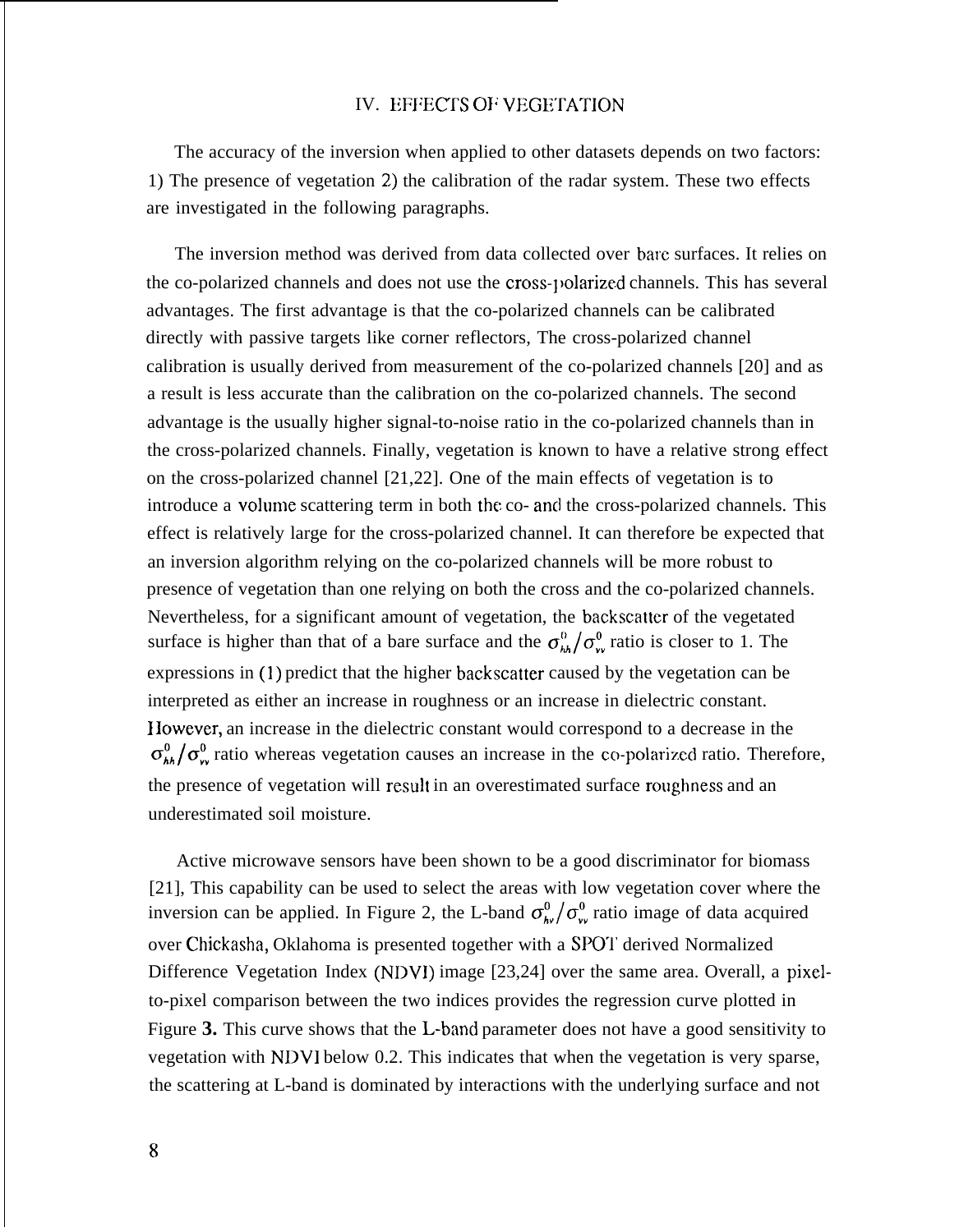## IV. EFFECTS OF VEGETATION

The accuracy of the inversion when applied to other datasets depends on two factors: 1) The presence of vegetation 2) the calibration of the radar system. These two effects are investigated in the following paragraphs.

The inversion method was derived from data collected over bare surfaces. It relies on the co-polarized channels and does not use the cross-polarized channels. This has several advantages. The first advantage is that the co-polarized channels can be calibrated directly with passive targets like corner reflectors, The cross-polarized channel calibration is usually derived from measurement of the co-polarized channels [20] and as a result is less accurate than the calibration on the co-polarized channels. The second advantage is the usually higher signal-to-noise ratio in the co-polarized channels than in the cross-polarized channels. Finally, vegetation is known to have a relative strong effect on the cross-polarized channel [21,22]. One of the main effects of vegetation is to introduce a volume scattering term in both the co- and the cross-polarized channels. This effect is relatively large for the cross-polarized channel. It can therefore be expected that an inversion algorithm relying on the co-polarized channels will be more robust to presence of vegetation than one relying on both the cross and the co-polarized channels. Nevertheless, for a significant amount of vegetation, the backscatter of the vegetated surface is higher than that of a bare surface and the $\sigma^0_{hh}/\sigma^0_{vv}$ ratio is closer to 1. The expressions in (1) predict that the higher backscatter caused by the vegetation can be interpreted as either an increase in roughness or an increase in dielectric constant. However, an increase in the dielectric constant would correspond to a decrease in the $\sigma^0_{hh}/\sigma^0_{vv}$ ratio whereas vegetation causes an increase in the co-polarized ratio. Therefore, the presence of vegetation will result in an overestimated surface roughness and an underestimated soil moisture.

Active microwave sensors have been shown to be a good discriminator for biomass [21], This capability can be used to select the areas with low vegetation cover where the inversion can be applied. In Figure 2, the L-band $\sigma^0_{hv}/\sigma^0_{vv}$ ratio image of data acquired over Chickasha, Oklahoma is presented together with a SPOT derived Normalized Difference Vegetation Index (NDVI) image [23,24] over the same area. Overall, a pixel-to-pixel comparison between the two indices provides the regression curve plotted in Figure **3.** This curve shows that the L-band parameter does not have a good sensitivity to vegetation with NDVI below 0.2. This indicates that when the vegetation is very sparse, the scattering at L-band is dominated by interactions with the underlying surface and not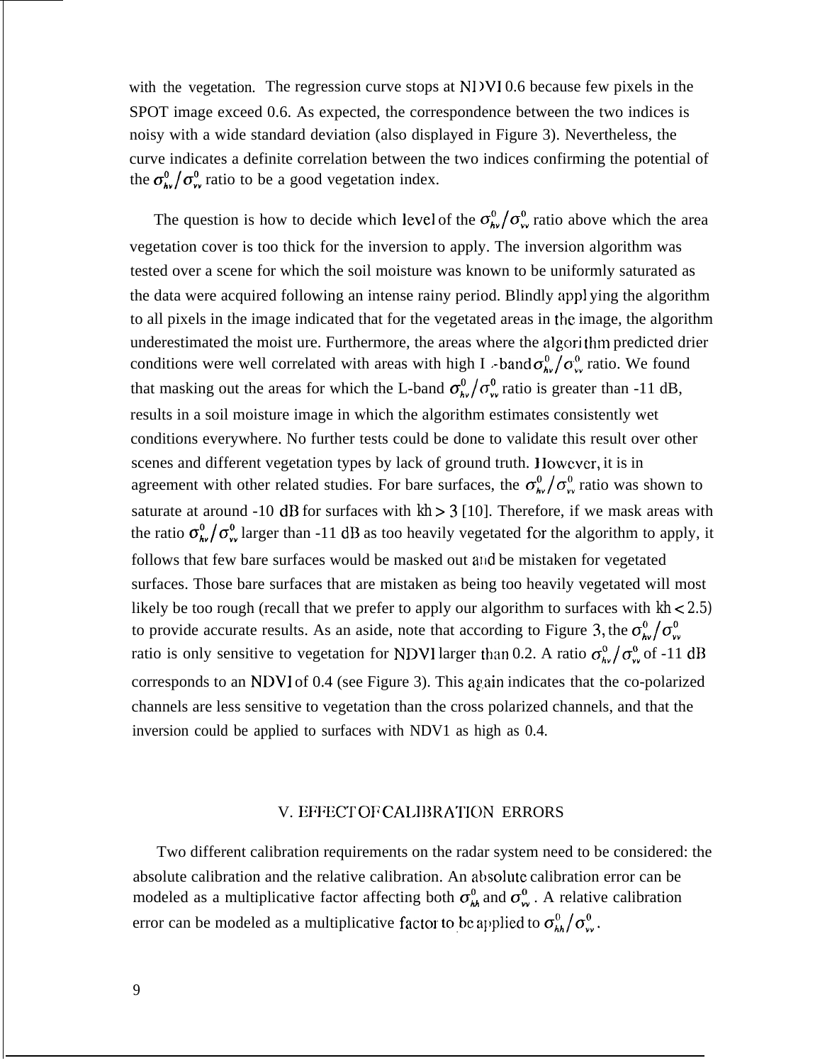with the vegetation. The regression curve stops at NDVI 0.6 because few pixels in the SPOT image exceed 0.6. As expected, the correspondence between the two indices is noisy with a wide standard deviation (also displayed in Figure 3). Nevertheless, the curve indicates a definite correlation between the two indices confirming the potential of the $\sigma^0_{hv}/\sigma^0_{vv}$ ratio to be a good vegetation index.

The question is how to decide which level of the $\sigma^0_{hv}/\sigma^0_{vv}$ ratio above which the area vegetation cover is too thick for the inversion to apply. The inversion algorithm was tested over a scene for which the soil moisture was known to be uniformly saturated as the data were acquired following an intense rainy period. Blindly applying the algorithm to all pixels in the image indicated that for the vegetated areas in the image, the algorithm underestimated the moist ure. Furthermore, the areas where the algorithm predicted drier conditions were well correlated with areas with high L-band $\sigma^0_{hv}/\sigma^0_{vv}$ ratio. We found that masking out the areas for which the L-band $\sigma^0_{hv}/\sigma^0_{vv}$ ratio is greater than -11 dB, results in a soil moisture image in which the algorithm estimates consistently wet conditions everywhere. No further tests could be done to validate this result over other scenes and different vegetation types by lack of ground truth. However, it is in agreement with other related studies. For bare surfaces, the $\sigma^0_{hv}/\sigma^0_{vv}$ ratio was shown to saturate at around -10 dB for surfaces with $kh > 3$ [10]. Therefore, if we mask areas with the ratio $\sigma^0_{hv}/\sigma^0_{vv}$ larger than -11 dB as too heavily vegetated for the algorithm to apply, it follows that few bare surfaces would be masked out and be mistaken for vegetated surfaces. Those bare surfaces that are mistaken as being too heavily vegetated will most likely be too rough (recall that we prefer to apply our algorithm to surfaces with $kh < 2.5$) to provide accurate results. As an aside, note that according to Figure 3, the $\sigma^0_{hv}/\sigma^0_{vv}$ ratio is only sensitive to vegetation for NDVI larger than 0.2. A ratio $\sigma^0_{hv}/\sigma^0_{vv}$ of -11 dB corresponds to an NDVI of 0.4 (see Figure 3). This again indicates that the co-polarized channels are less sensitive to vegetation than the cross polarized channels, and that the inversion could be applied to surfaces with NDV1 as high as 0.4.

## V. EFFECT OF CALIBRATION ERRORS

Two different calibration requirements on the radar system need to be considered: the absolute calibration and the relative calibration. An absolute calibration error can be modeled as a multiplicative factor affecting both $\sigma^0_{hh}$ and $\sigma^0_{vv}$. A relative calibration error can be modeled as a multiplicative factor to be applied to $\sigma^0_{hh}/\sigma^0_{vv}$.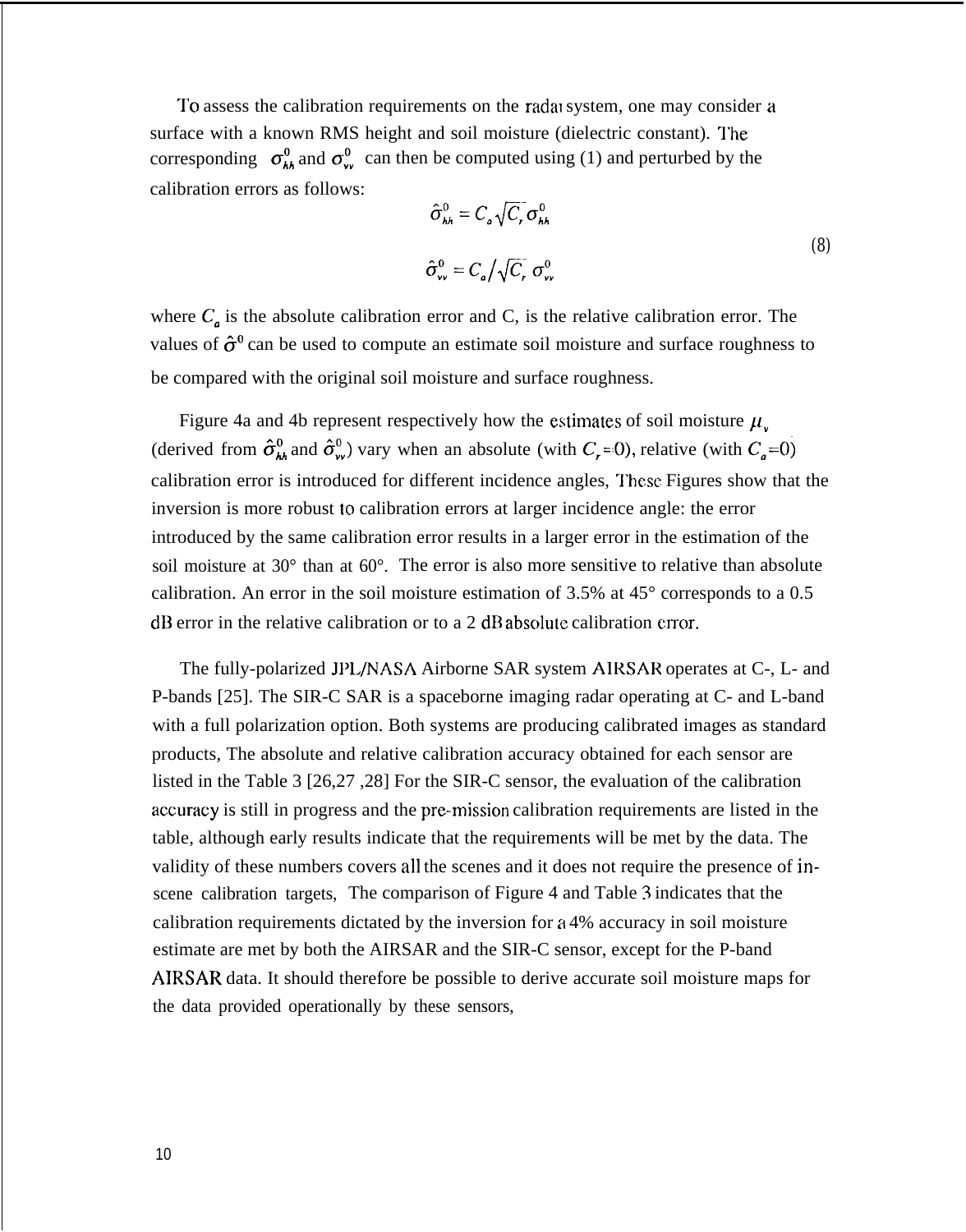To assess the calibration requirements on the radar system, one may consider a surface with a known RMS height and soil moisture (dielectric constant). The corresponding $\sigma^0_{hh}$ and $\sigma^0_{vv}$ can then be computed using (1) and perturbed by the calibration errors as follows:

$$
\begin{aligned}
\hat{\sigma}^0_{hh} &= C_a \sqrt{C_r}\, \sigma^0_{hh} \\
\hat{\sigma}^0_{vv} &= C_a / \sqrt{C_r}\, \sigma^0_{vv}
\end{aligned}
\tag{8}
$$

where $C_a$ is the absolute calibration error and C, is the relative calibration error. The values of $\hat{\sigma}^0$ can be used to compute an estimate soil moisture and surface roughness to be compared with the original soil moisture and surface roughness.

Figure 4a and 4b represent respectively how the estimates of soil moisture $\mu_v$ (derived from $\hat{\sigma}^0_{hh}$ and $\hat{\sigma}^0_{vv}$) vary when an absolute (with $C_r = 0$), relative (with $C_a = 0$) calibration error is introduced for different incidence angles, These Figures show that the inversion is more robust to calibration errors at larger incidence angle: the error introduced by the same calibration error results in a larger error in the estimation of the soil moisture at 30° than at 60°. The error is also more sensitive to relative than absolute calibration. An error in the soil moisture estimation of 3.5% at 45° corresponds to a 0.5 dB error in the relative calibration or to a 2 dB absolute calibration error.

The fully-polarized JPL/NASA Airborne SAR system AIRSAR operates at C-, L- and P-bands [25]. The SIR-C SAR is a spaceborne imaging radar operating at C- and L-band with a full polarization option. Both systems are producing calibrated images as standard products, The absolute and relative calibration accuracy obtained for each sensor are listed in the Table 3 [26,27 ,28] For the SIR-C sensor, the evaluation of the calibration accuracy is still in progress and the pre-mission calibration requirements are listed in the table, although early results indicate that the requirements will be met by the data. The validity of these numbers covers all the scenes and it does not require the presence of in-scene calibration targets, The comparison of Figure 4 and Table 3 indicates that the calibration requirements dictated by the inversion for a 4% accuracy in soil moisture estimate are met by both the AIRSAR and the SIR-C sensor, except for the P-band AIRSAR data. It should therefore be possible to derive accurate soil moisture maps for the data provided operationally by these sensors,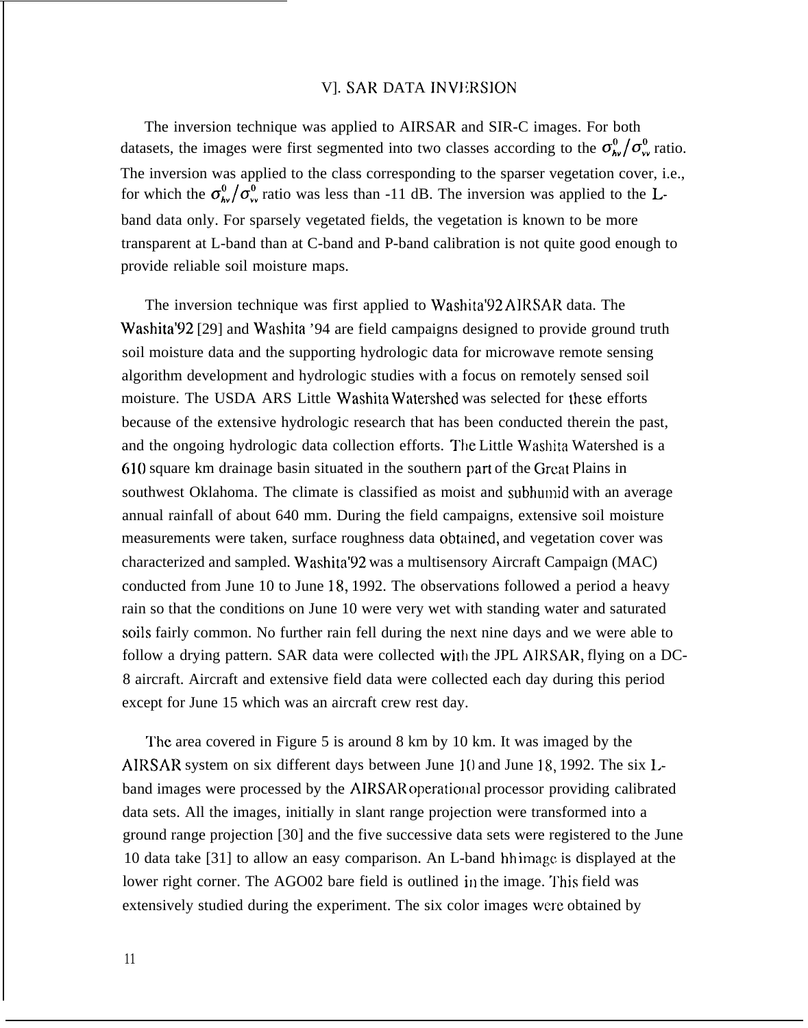## VI. SAR DATA INVERSION

The inversion technique was applied to AIRSAR and SIR-C images. For both datasets, the images were first segmented into two classes according to the $\sigma^0_{hv}/\sigma^0_{vv}$ ratio. The inversion was applied to the class corresponding to the sparser vegetation cover, i.e., for which the $\sigma^0_{hv}/\sigma^0_{vv}$ ratio was less than -11 dB. The inversion was applied to the L-band data only. For sparsely vegetated fields, the vegetation is known to be more transparent at L-band than at C-band and P-band calibration is not quite good enough to provide reliable soil moisture maps.

The inversion technique was first applied to Washita'92 AIRSAR data. The Washita'92 [29] and Washita '94 are field campaigns designed to provide ground truth soil moisture data and the supporting hydrologic data for microwave remote sensing algorithm development and hydrologic studies with a focus on remotely sensed soil moisture. The USDA ARS Little Washita Watershed was selected for these efforts because of the extensive hydrologic research that has been conducted therein the past, and the ongoing hydrologic data collection efforts. The Little Washita Watershed is a 610 square km drainage basin situated in the southern part of the Great Plains in southwest Oklahoma. The climate is classified as moist and subhumid with an average annual rainfall of about 640 mm. During the field campaigns, extensive soil moisture measurements were taken, surface roughness data obtained, and vegetation cover was characterized and sampled. Washita'92 was a multisensory Aircraft Campaign (MAC) conducted from June 10 to June 18, 1992. The observations followed a period a heavy rain so that the conditions on June 10 were very wet with standing water and saturated soils fairly common. No further rain fell during the next nine days and we were able to follow a drying pattern. SAR data were collected with the JPL AIRSAR, flying on a DC-8 aircraft. Aircraft and extensive field data were collected each day during this period except for June 15 which was an aircraft crew rest day.

The area covered in Figure 5 is around 8 km by 10 km. It was imaged by the AIRSAR system on six different days between June 10 and June 18, 1992. The six L-band images were processed by the AIRSAR operational processor providing calibrated data sets. All the images, initially in slant range projection were transformed into a ground range projection [30] and the five successive data sets were registered to the June 10 data take [31] to allow an easy comparison. An L-band hh image is displayed at the lower right corner. The AGO02 bare field is outlined in the image. This field was extensively studied during the experiment. The six color images were obtained by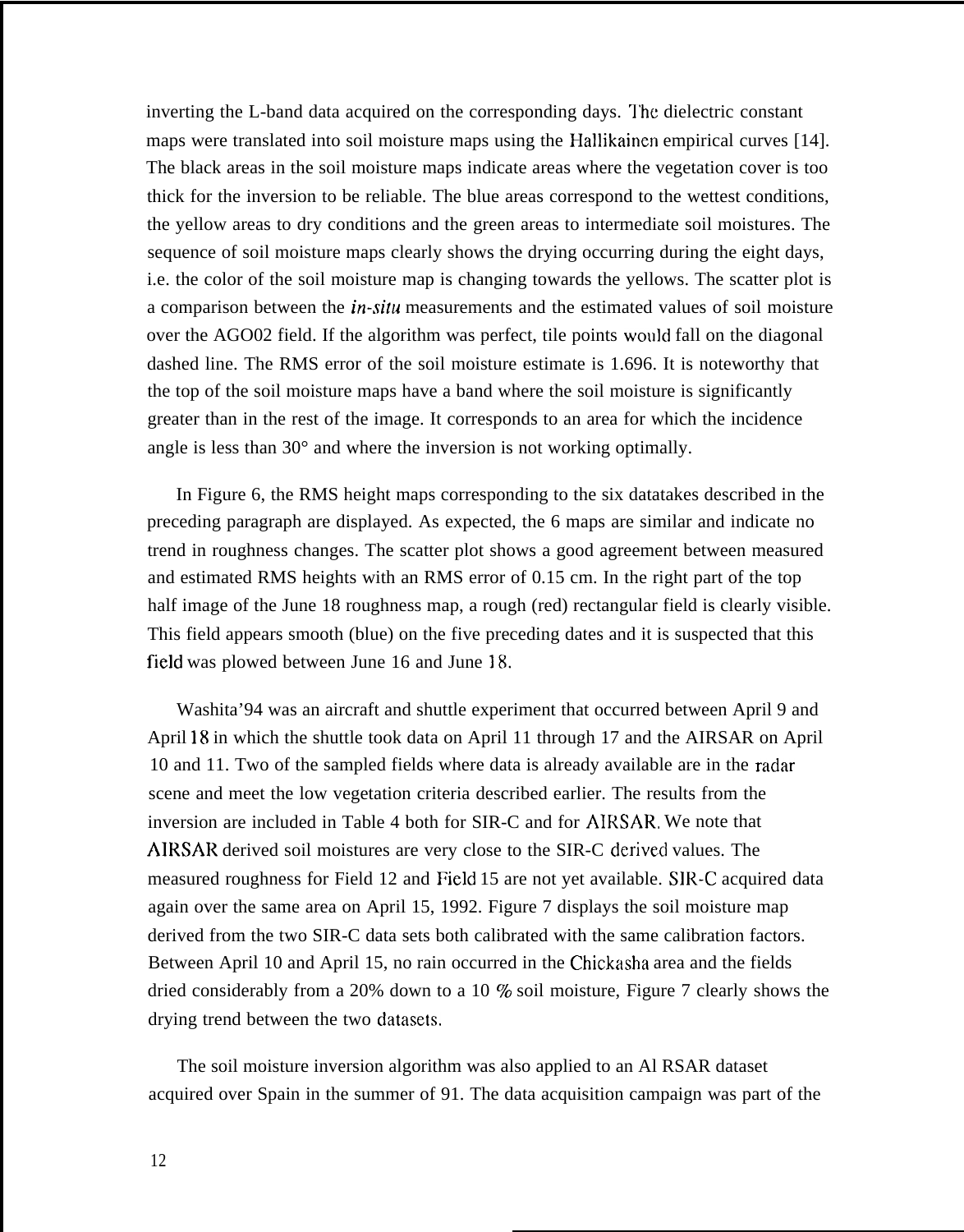inverting the L-band data acquired on the corresponding days. The dielectric constant maps were translated into soil moisture maps using the Hallikainen empirical curves [14]. The black areas in the soil moisture maps indicate areas where the vegetation cover is too thick for the inversion to be reliable. The blue areas correspond to the wettest conditions, the yellow areas to dry conditions and the green areas to intermediate soil moistures. The sequence of soil moisture maps clearly shows the drying occurring during the eight days, i.e. the color of the soil moisture map is changing towards the yellows. The scatter plot is a comparison between the *in-situ* measurements and the estimated values of soil moisture over the AGO02 field. If the algorithm was perfect, tile points would fall on the diagonal dashed line. The RMS error of the soil moisture estimate is 1.696. It is noteworthy that the top of the soil moisture maps have a band where the soil moisture is significantly greater than in the rest of the image. It corresponds to an area for which the incidence angle is less than 30° and where the inversion is not working optimally.

In Figure 6, the RMS height maps corresponding to the six datatakes described in the preceding paragraph are displayed. As expected, the 6 maps are similar and indicate no trend in roughness changes. The scatter plot shows a good agreement between measured and estimated RMS heights with an RMS error of 0.15 cm. In the right part of the top half image of the June 18 roughness map, a rough (red) rectangular field is clearly visible. This field appears smooth (blue) on the five preceding dates and it is suspected that this field was plowed between June 16 and June 18.

Washita'94 was an aircraft and shuttle experiment that occurred between April 9 and April 18 in which the shuttle took data on April 11 through 17 and the AIRSAR on April 10 and 11. Two of the sampled fields where data is already available are in the radar scene and meet the low vegetation criteria described earlier. The results from the inversion are included in Table 4 both for SIR-C and for AIRSAR. We note that AIRSAR derived soil moistures are very close to the SIR-C derived values. The measured roughness for Field 12 and Field 15 are not yet available. SIR-C acquired data again over the same area on April 15, 1992. Figure 7 displays the soil moisture map derived from the two SIR-C data sets both calibrated with the same calibration factors. Between April 10 and April 15, no rain occurred in the Chickasha area and the fields dried considerably from a 20% down to a 10 % soil moisture, Figure 7 clearly shows the drying trend between the two datasets.

The soil moisture inversion algorithm was also applied to an Al RSAR dataset acquired over Spain in the summer of 91. The data acquisition campaign was part of the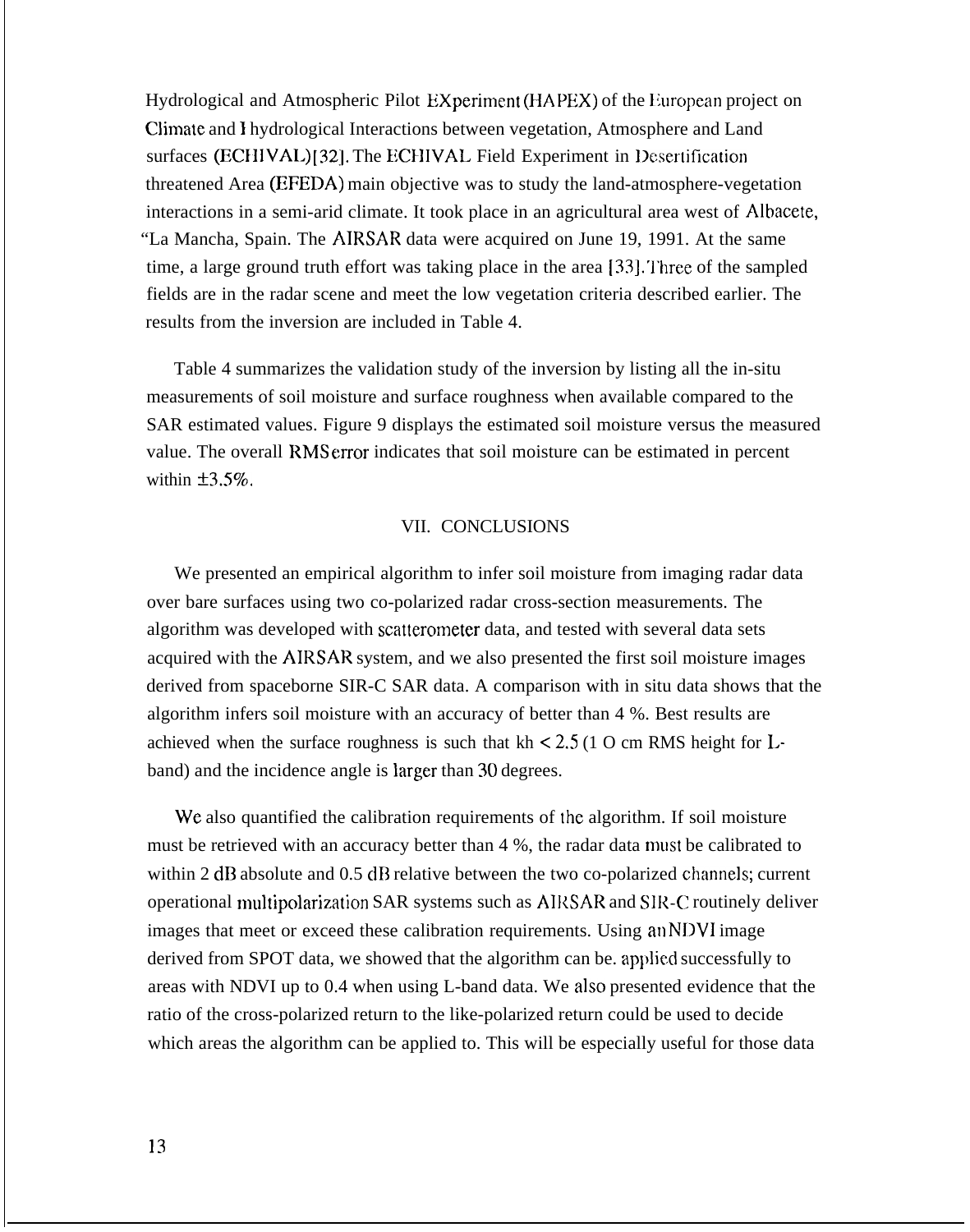Hydrological and Atmospheric Pilot EXperiment (HAPEX) of the European project on Climate and Hydrological Interactions between vegetation, Atmosphere and Land surfaces (ECHIVAL) [32]. The ECHIVAL Field Experiment in Desertification threatened Area (EFEDA) main objective was to study the land-atmosphere-vegetation interactions in a semi-arid climate. It took place in an agricultural area west of Albacete, "La Mancha, Spain. The AIRSAR data were acquired on June 19, 1991. At the same time, a large ground truth effort was taking place in the area [33]. Three of the sampled fields are in the radar scene and meet the low vegetation criteria described earlier. The results from the inversion are included in Table 4.

Table 4 summarizes the validation study of the inversion by listing all the in-situ measurements of soil moisture and surface roughness when available compared to the SAR estimated values. Figure 9 displays the estimated soil moisture versus the measured value. The overall RMS error indicates that soil moisture can be estimated in percent within ±3.5%.

## VII. CONCLUSIONS

We presented an empirical algorithm to infer soil moisture from imaging radar data over bare surfaces using two co-polarized radar cross-section measurements. The algorithm was developed with scatterometer data, and tested with several data sets acquired with the AIRSAR system, and we also presented the first soil moisture images derived from spaceborne SIR-C SAR data. A comparison with in situ data shows that the algorithm infers soil moisture with an accuracy of better than 4 %. Best results are achieved when the surface roughness is such that $kh < 2.5$ (10 cm RMS height for L-band) and the incidence angle is larger than 30 degrees.

We also quantified the calibration requirements of the algorithm. If soil moisture must be retrieved with an accuracy better than 4 %, the radar data must be calibrated to within 2 dB absolute and 0.5 dB relative between the two co-polarized channels; current operational multipolarization SAR systems such as AIRSAR and SIR-C routinely deliver images that meet or exceed these calibration requirements. Using an NDVI image derived from SPOT data, we showed that the algorithm can be. applied successfully to areas with NDVI up to 0.4 when using L-band data. We also presented evidence that the ratio of the cross-polarized return to the like-polarized return could be used to decide which areas the algorithm can be applied to. This will be especially useful for those data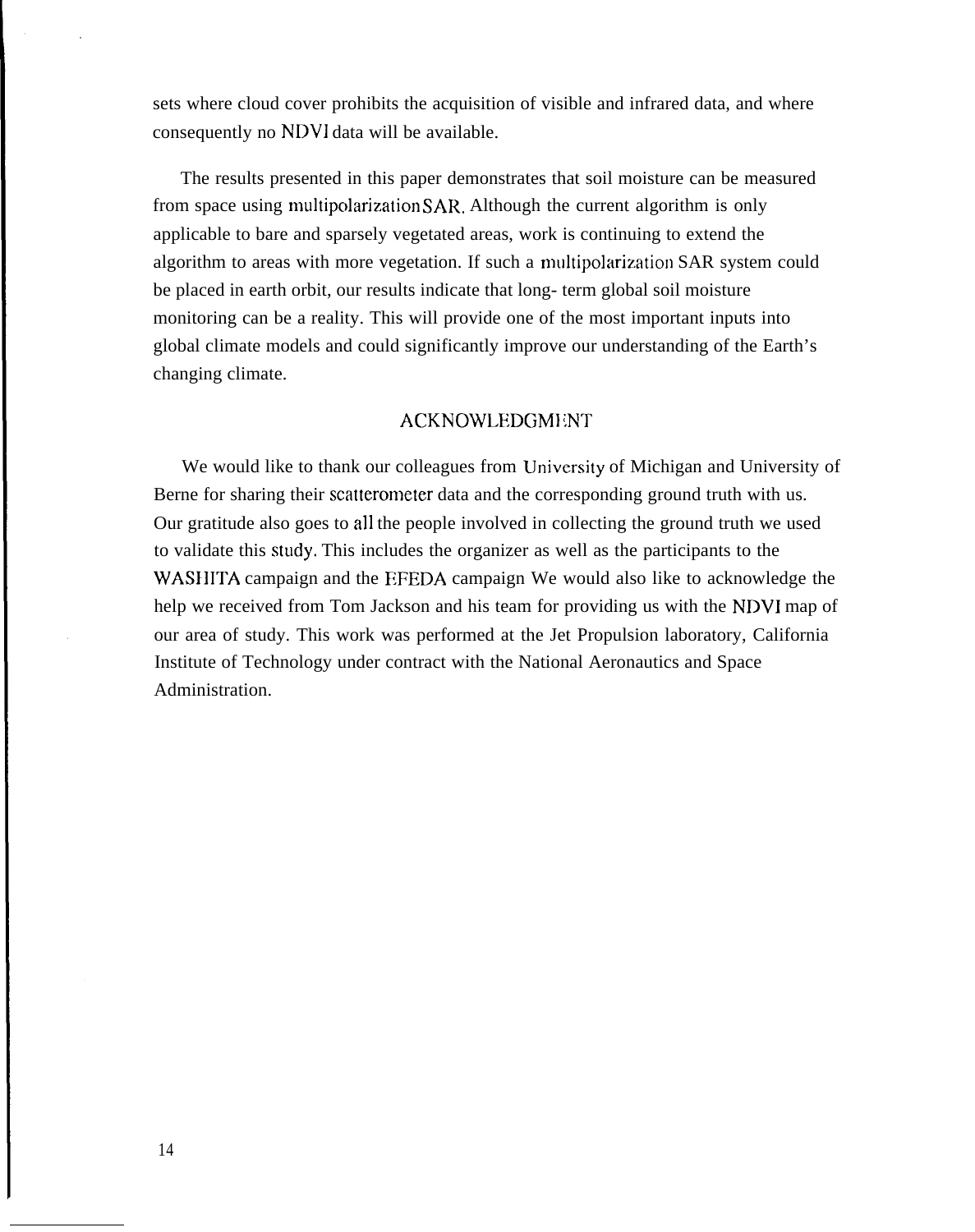sets where cloud cover prohibits the acquisition of visible and infrared data, and where consequently no NDVI data will be available.

The results presented in this paper demonstrates that soil moisture can be measured from space using multipolarization SAR. Although the current algorithm is only applicable to bare and sparsely vegetated areas, work is continuing to extend the algorithm to areas with more vegetation. If such a multipolarization SAR system could be placed in earth orbit, our results indicate that long- term global soil moisture monitoring can be a reality. This will provide one of the most important inputs into global climate models and could significantly improve our understanding of the Earth's changing climate.

## ACKNOWLEDGMENT

We would like to thank our colleagues from University of Michigan and University of Berne for sharing their scatterometer data and the corresponding ground truth with us. Our gratitude also goes to all the people involved in collecting the ground truth we used to validate this study. This includes the organizer as well as the participants to the WASHITA campaign and the EFEDA campaign We would also like to acknowledge the help we received from Tom Jackson and his team for providing us with the NDVI map of our area of study. This work was performed at the Jet Propulsion laboratory, California Institute of Technology under contract with the National Aeronautics and Space Administration.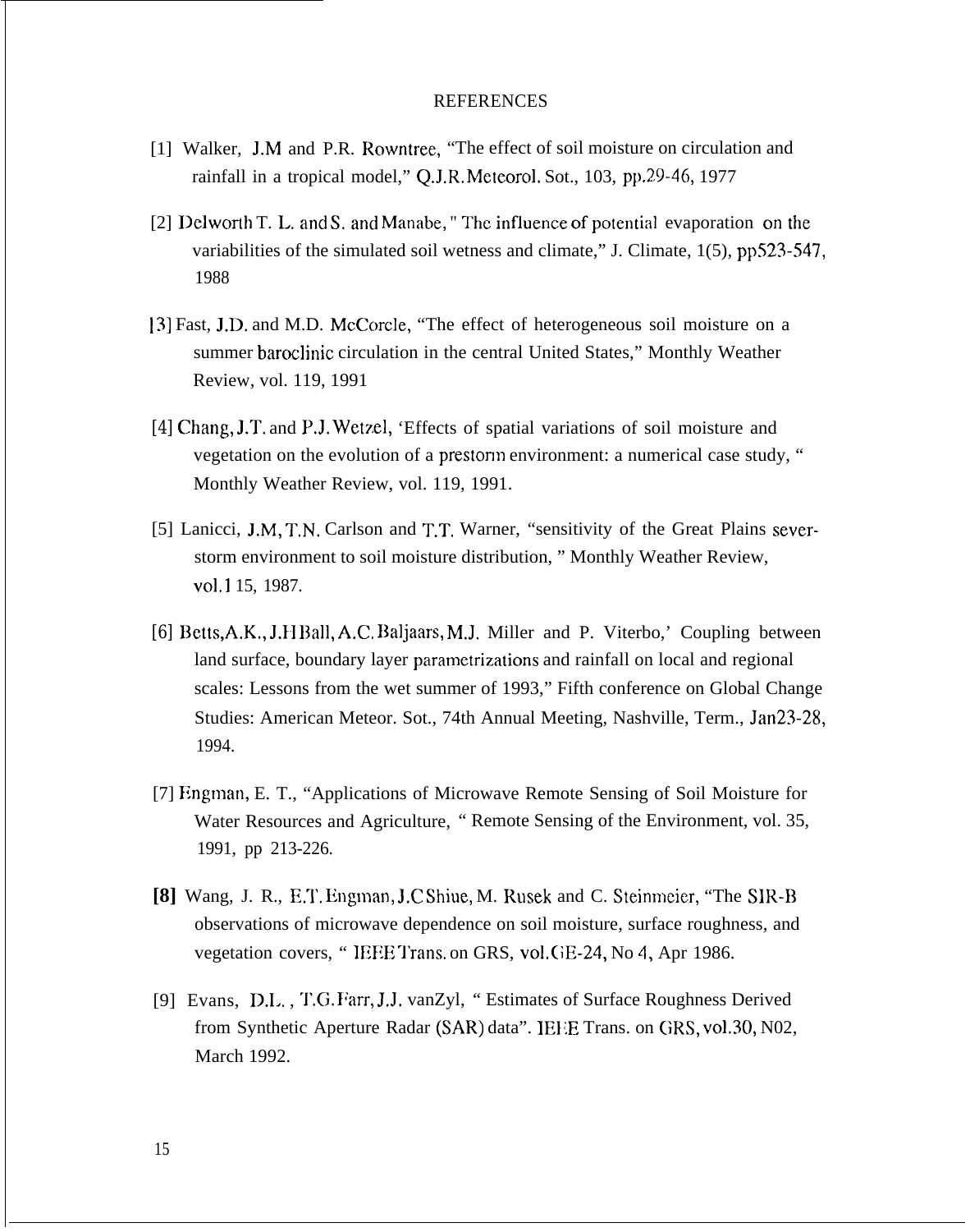# REFERENCES

[1] Walker, J.M and P.R. Rowntree, "The effect of soil moisture on circulation and rainfall in a tropical model," Q.J.R.Meteorol. Sot., 103, pp.29-46, 1977

[2] Delworth T. L. and S. and Manabe, " The influence of potential evaporation on the variabilities of the simulated soil wetness and climate," J. Climate, 1(5), pp523-547, 1988

[3] Fast, J.D. and M.D. McCorcle, "The effect of heterogeneous soil moisture on a summer baroclinic circulation in the central United States," Monthly Weather Review, vol. 119, 1991

[4] Chang, J.T. and P.J. Wetzel, 'Effects of spatial variations of soil moisture and vegetation on the evolution of a prestorm environment: a numerical case study, " Monthly Weather Review, vol. 119, 1991.

[5] Lanicci, J.M, T.N. Carlson and T.T. Warner, "sensitivity of the Great Plains sever-storm environment to soil moisture distribution, " Monthly Weather Review, vol.1 15, 1987.

[6] Betts,A.K., J.H Ball, A.C. Baljaars, M.J. Miller and P. Viterbo,' Coupling between land surface, boundary layer parametrizations and rainfall on local and regional scales: Lessons from the wet summer of 1993," Fifth conference on Global Change Studies: American Meteor. Sot., 74th Annual Meeting, Nashville, Term., Jan23-28, 1994.

[7] Engman, E. T., "Applications of Microwave Remote Sensing of Soil Moisture for Water Resources and Agriculture, " Remote Sensing of the Environment, vol. 35, 1991, pp 213-226.

[8] Wang, J. R., E.T. Engman, J.C Shiue, M. Rusek and C. Steinmeier, "The SIR-B observations of microwave dependence on soil moisture, surface roughness, and vegetation covers, " IEEE Trans. on GRS, vol. GE-24, No 4, Apr 1986.

[9] Evans, D.L. , T.G. Farr, J.J. vanZyl, " Estimates of Surface Roughness Derived from Synthetic Aperture Radar (SAR) data". IEEE Trans. on GRS, vol.30, N02, March 1992.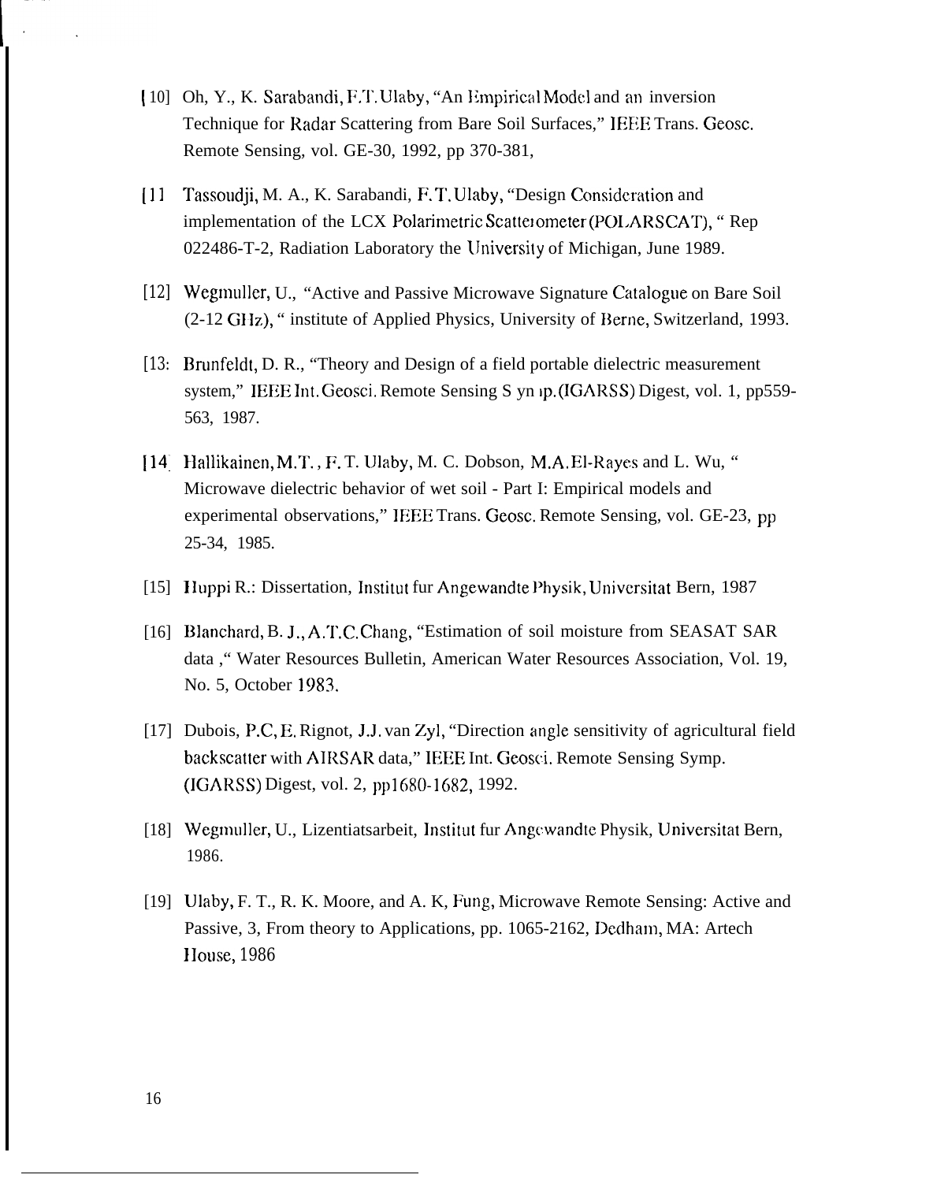[10] Oh, Y., K. Sarabandi, F.T. Ulaby, "An Empirical Model and an inversion Technique for Radar Scattering from Bare Soil Surfaces," IEEE Trans. Geosc. Remote Sensing, vol. GE-30, 1992, pp 370-381,

[11] Tassoudji, M. A., K. Sarabandi, F.T. Ulaby, "Design Consideration and implementation of the LCX Polarimetric Scatterometer (POLARSCAT), " Rep 022486-T-2, Radiation Laboratory the University of Michigan, June 1989.

[12] Wegmuller, U., "Active and Passive Microwave Signature Catalogue on Bare Soil (2-12 GHz), " institute of Applied Physics, University of Berne, Switzerland, 1993.

[13] Brunfeldt, D. R., "Theory and Design of a field portable dielectric measurement system," IEEE Int. Geosci. Remote Sensing Symp. (IGARSS) Digest, vol. 1, pp559-563, 1987.

[14] Hallikainen, M.T., F. T. Ulaby, M. C. Dobson, M.A. El-Rayes and L. Wu, " Microwave dielectric behavior of wet soil - Part I: Empirical models and experimental observations," IEEE Trans. Geosc. Remote Sensing, vol. GE-23, pp 25-34, 1985.

[15] Huppi R.: Dissertation, Institut fur Angewandte Physik, Universitat Bern, 1987

[16] Blanchard, B. J., A.T.C. Chang, "Estimation of soil moisture from SEASAT SAR data ," Water Resources Bulletin, American Water Resources Association, Vol. 19, No. 5, October 1983.

[17] Dubois, P.C, E. Rignot, J.J. van Zyl, "Direction angle sensitivity of agricultural field backscatter with AIRSAR data," IEEE Int. Geosci. Remote Sensing Symp. (IGARSS) Digest, vol. 2, pp1680-1682, 1992.

[18] Wegmuller, U., Lizentiatsarbeit, Institut fur Angewandte Physik, Universitat Bern, 1986.

[19] Ulaby, F. T., R. K. Moore, and A. K, Fung, Microwave Remote Sensing: Active and Passive, 3, From theory to Applications, pp. 1065-2162, Dedham, MA: Artech House, 1986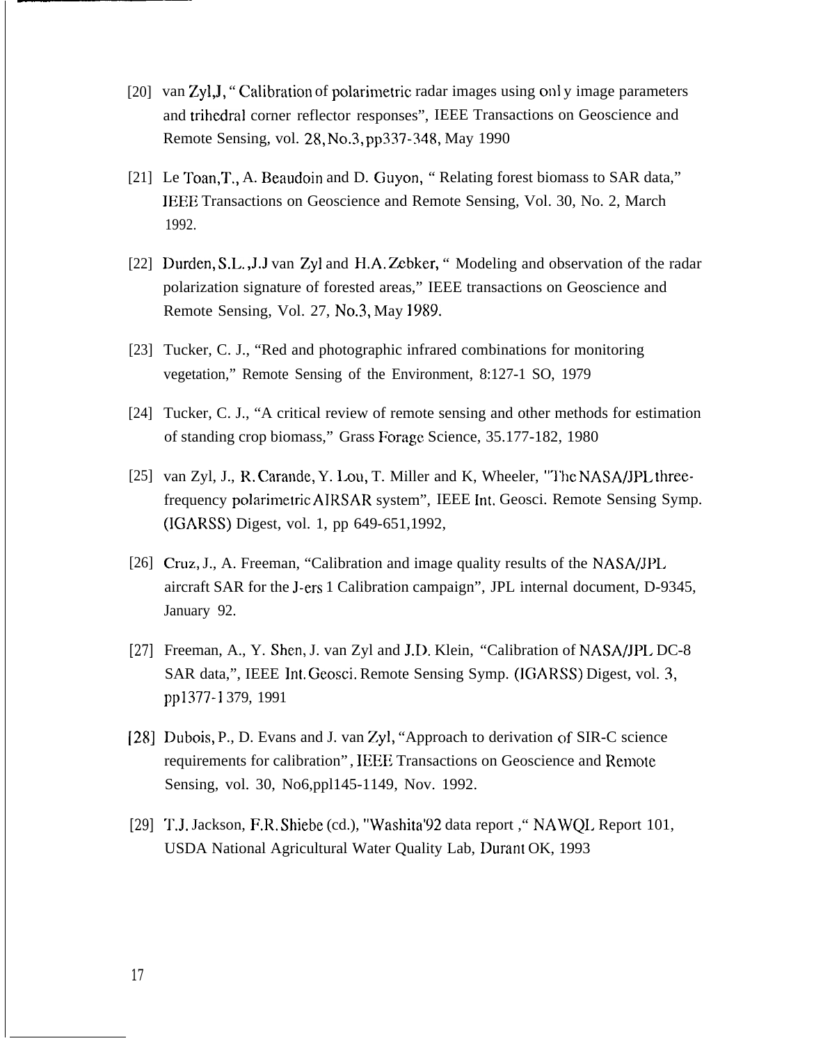[20] van Zyl,J, " Calibration of polarimetric radar images using onl y image parameters and trihedral corner reflector responses", IEEE Transactions on Geoscience and Remote Sensing, vol. 28, No.3, pp337-348, May 1990

[21] Le Toan,T., A. Beaudoin and D. Guyon, " Relating forest biomass to SAR data," IEEE Transactions on Geoscience and Remote Sensing, Vol. 30, No. 2, March 1992.

[22] Durden, S.L. ,J.J van Zyl and H.A. Zebker, " Modeling and observation of the radar polarization signature of forested areas," IEEE transactions on Geoscience and Remote Sensing, Vol. 27, No.3, May 1989.

[23] Tucker, C. J., "Red and photographic infrared combinations for monitoring vegetation," Remote Sensing of the Environment, 8:127-1 SO, 1979

[24] Tucker, C. J., "A critical review of remote sensing and other methods for estimation of standing crop biomass," Grass Forage Science, 35.177-182, 1980

[25] van Zyl, J., R. Carande, Y. Lou, T. Miller and K, Wheeler, "The NASA/JPL three-frequency polarimetric AIRSAR system", IEEE Int. Geosci. Remote Sensing Symp. (IGARSS) Digest, vol. 1, pp 649-651,1992,

[26] Cruz, J., A. Freeman, "Calibration and image quality results of the NASA/JPL aircraft SAR for the J-ers 1 Calibration campaign", JPL internal document, D-9345, January 92.

[27] Freeman, A., Y. Shen, J. van Zyl and J.D. Klein, "Calibration of NASA/JPL DC-8 SAR data,", IEEE Int. Geosci. Remote Sensing Symp. (IGARSS) Digest, vol. 3, pp1377-1 379, 1991

[28] Dubois, P., D. Evans and J. van Zyl, "Approach to derivation of SIR-C science requirements for calibration", IEEE Transactions on Geoscience and Remote Sensing, vol. 30, No6,ppl145-1149, Nov. 1992.

[29] T.J. Jackson, F.R. Shiebe (cd.), "Washita'92 data report ," NAWQL Report 101, USDA National Agricultural Water Quality Lab, Durant OK, 1993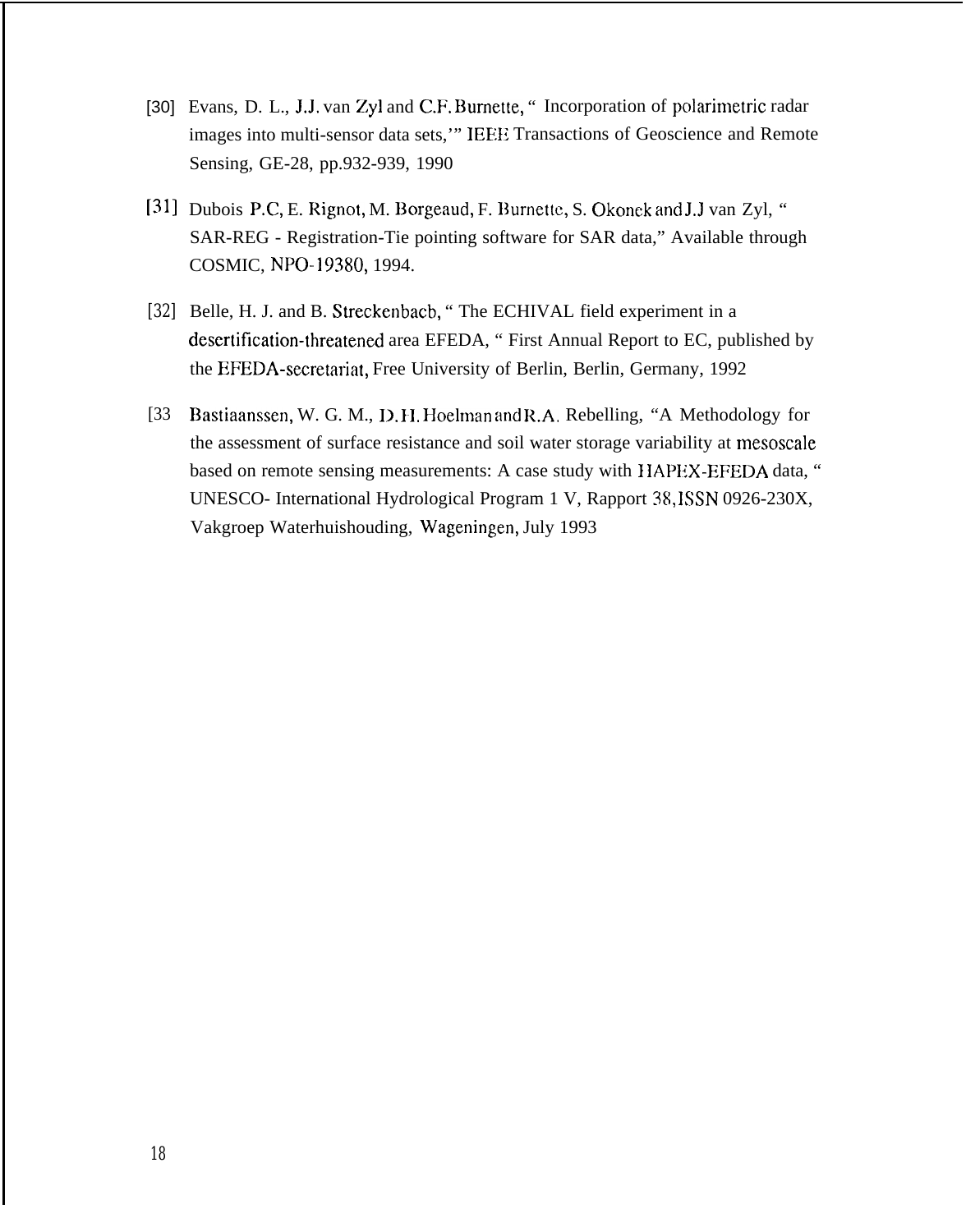[30] Evans, D. L., J.J. van Zyl and C.F. Burnette, " Incorporation of polarimetric radar images into multi-sensor data sets,'" IEEE Transactions of Geoscience and Remote Sensing, GE-28, pp.932-939, 1990

[31] Dubois P.C, E. Rignot, M. Borgeaud, F. Burnette, S. Okonek and J.J van Zyl, " SAR-REG - Registration-Tie pointing software for SAR data," Available through COSMIC, NPO-19380, 1994.

[32] Belle, H. J. and B. Streckenbacb, " The ECHIVAL field experiment in a desertification-threatened area EFEDA, " First Annual Report to EC, published by the EFEDA-secretariat, Free University of Berlin, Berlin, Germany, 1992

[33 Bastiaanssen, W. G. M., D. H. Hoelman and R.A. Rebelling, "A Methodology for the assessment of surface resistance and soil water storage variability at mesoscale based on remote sensing measurements: A case study with HAPEX-EFEDA data, " UNESCO- International Hydrological Program 1 V, Rapport 38, ISSN 0926-230X, Vakgroep Waterhuishouding, Wageningen, July 1993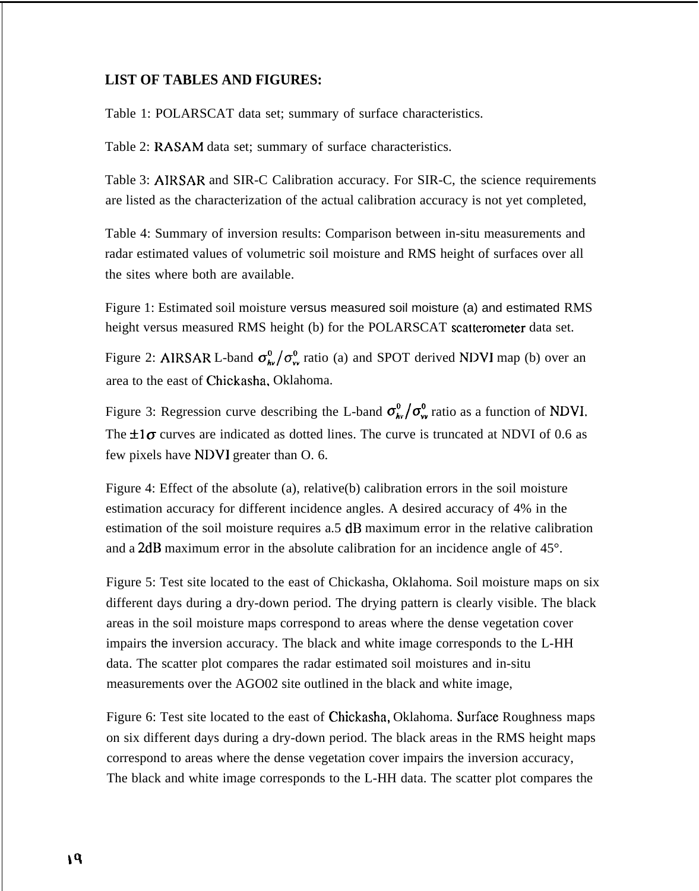**LIST OF TABLES AND FIGURES:**

Table 1: POLARSCAT data set; summary of surface characteristics.

Table 2: RASAM data set; summary of surface characteristics.

Table 3: AIRSAR and SIR-C Calibration accuracy. For SIR-C, the science requirements are listed as the characterization of the actual calibration accuracy is not yet completed,

Table 4: Summary of inversion results: Comparison between in-situ measurements and radar estimated values of volumetric soil moisture and RMS height of surfaces over all the sites where both are available.

Figure 1: Estimated soil moisture versus measured soil moisture (a) and estimated RMS height versus measured RMS height (b) for the POLARSCAT scatterometer data set.

Figure 2: AIRSAR L-band $\sigma^0_{hv}/\sigma^0_{vv}$ ratio (a) and SPOT derived NDVI map (b) over an area to the east of Chickasha, Oklahoma.

Figure 3: Regression curve describing the L-band $\sigma^0_{hv}/\sigma^0_{vv}$ ratio as a function of NDVI. The $\pm 1\sigma$ curves are indicated as dotted lines. The curve is truncated at NDVI of 0.6 as few pixels have NDVI greater than O. 6.

Figure 4: Effect of the absolute (a), relative(b) calibration errors in the soil moisture estimation accuracy for different incidence angles. A desired accuracy of 4% in the estimation of the soil moisture requires a.5 dB maximum error in the relative calibration and a 2dB maximum error in the absolute calibration for an incidence angle of 45°.

Figure 5: Test site located to the east of Chickasha, Oklahoma. Soil moisture maps on six different days during a dry-down period. The drying pattern is clearly visible. The black areas in the soil moisture maps correspond to areas where the dense vegetation cover impairs the inversion accuracy. The black and white image corresponds to the L-HH data. The scatter plot compares the radar estimated soil moistures and in-situ measurements over the AGO02 site outlined in the black and white image,

Figure 6: Test site located to the east of Chickasha, Oklahoma. Surface Roughness maps on six different days during a dry-down period. The black areas in the RMS height maps correspond to areas where the dense vegetation cover impairs the inversion accuracy, The black and white image corresponds to the L-HH data. The scatter plot compares the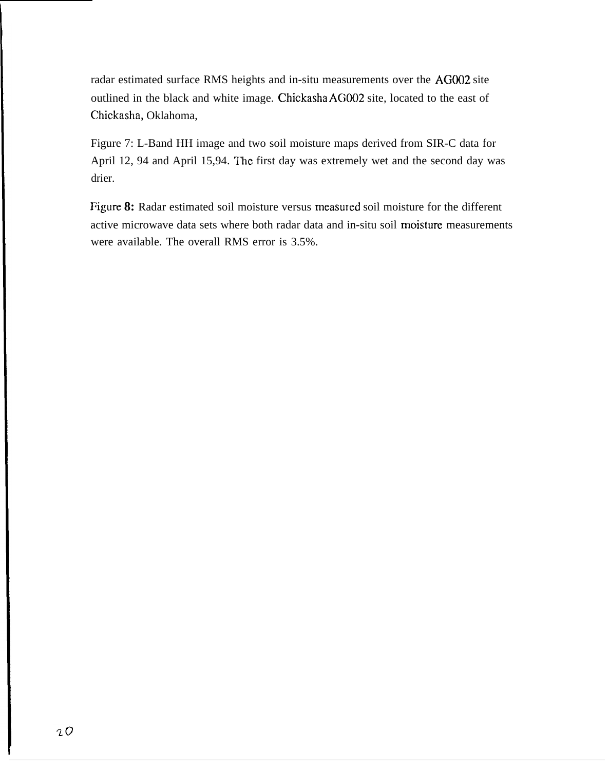radar estimated surface RMS heights and in-situ measurements over the AG002 site outlined in the black and white image. Chickasha AG002 site, located to the east of Chickasha, Oklahoma,

Figure 7: L-Band HH image and two soil moisture maps derived from SIR-C data for April 12, 94 and April 15,94. The first day was extremely wet and the second day was drier.

Figure **8:** Radar estimated soil moisture versus measured soil moisture for the different active microwave data sets where both radar data and in-situ soil moisture measurements were available. The overall RMS error is 3.5%.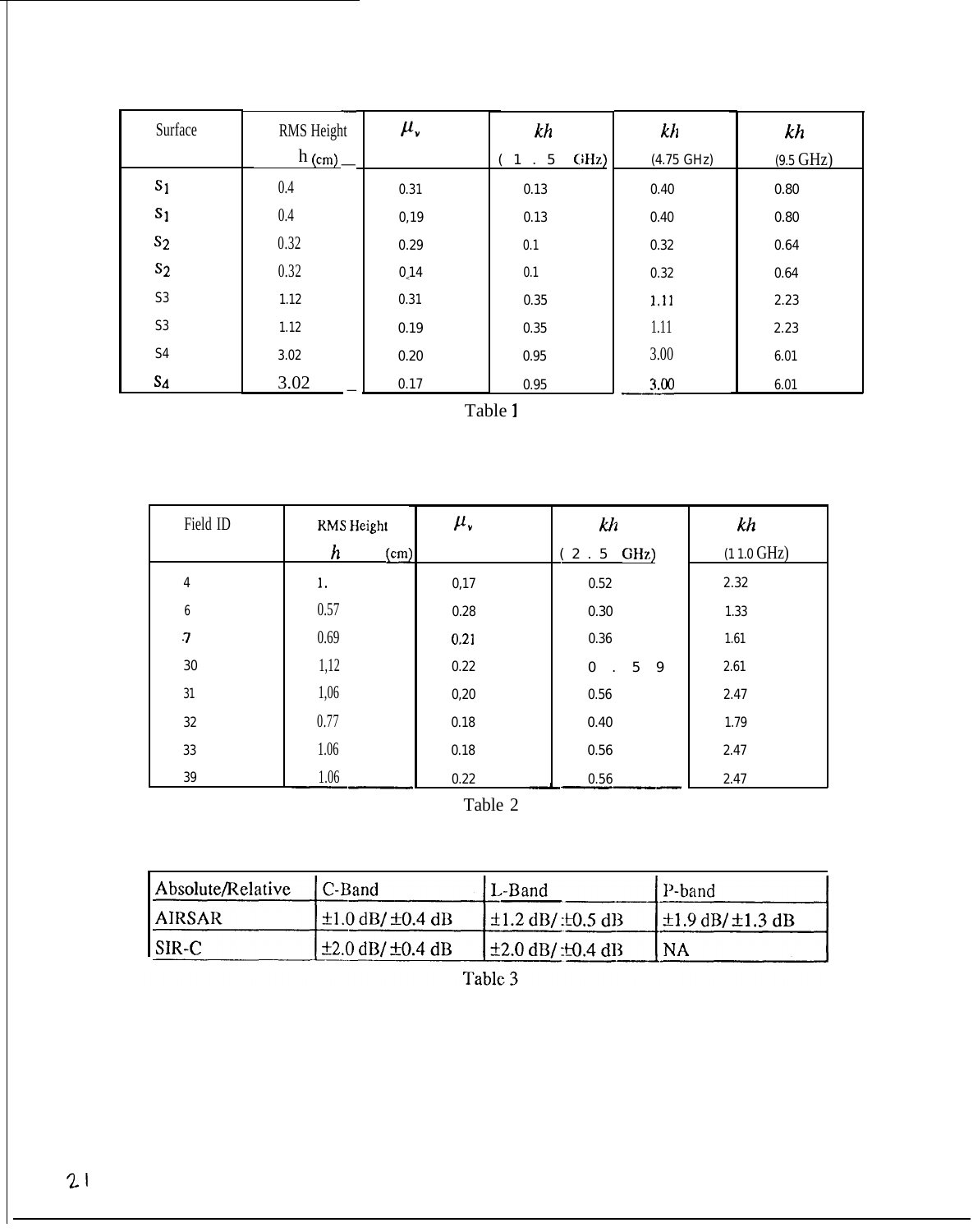| Surface | RMS Height $h$ (cm) | $\mu_v$ | $kh$ (1.5 GHz) | $kh$ (4.75 GHz) | $kh$ (9.5 GHz) |
|---|---|---|---|---|---|
| $S_1$ | 0.4 | 0.31 | 0.13 | 0.40 | 0.80 |
| $S_1$ | 0.4 | 0,19 | 0.13 | 0.40 | 0.80 |
| $S_2$ | 0.32 | 0.29 | 0.1 | 0.32 | 0.64 |
| $S_2$ | 0.32 | 0.14 | 0.1 | 0.32 | 0.64 |
| S3 | 1.12 | 0.31 | 0.35 | 1.11 | 2.23 |
| S3 | 1.12 | 0.19 | 0.35 | 1.11 | 2.23 |
| S4 | 3.02 | 0.20 | 0.95 | 3.00 | 6.01 |
| $S_4$ | 3.02 | 0.17 | 0.95 | 3.00 | 6.01 |

Table 1

| Field ID | RMS Height $h$ (cm) | $\mu_v$ | $kh$ (2.5 GHz) | $kh$ (11.0 GHz) |
|---|---|---|---|---|
| 4 | 1. | 0,17 | 0.52 | 2.32 |
| 6 | 0.57 | 0.28 | 0.30 | 1.33 |
| 7 | 0.69 | 0.21 | 0.36 | 1.61 |
| 30 | 1,12 | 0.22 | 0.59 | 2.61 |
| 31 | 1,06 | 0,20 | 0.56 | 2.47 |
| 32 | 0.77 | 0.18 | 0.40 | 1.79 |
| 33 | 1.06 | 0.18 | 0.56 | 2.47 |
| 39 | 1.06 | 0.22 | 0.56 | 2.47 |

Table 2

| Absolute/Relative | C-Band | L-Band | P-band |
|---|---|---|---|
| AIRSAR | ±1.0 dB/ ±0.4 dB | ±1.2 dB/ ±0.5 dB | ±1.9 dB/ ±1.3 dB |
| SIR-C | ±2.0 dB/ ±0.4 dB | ±2.0 dB/ ±0.4 dB | NA |

Table 3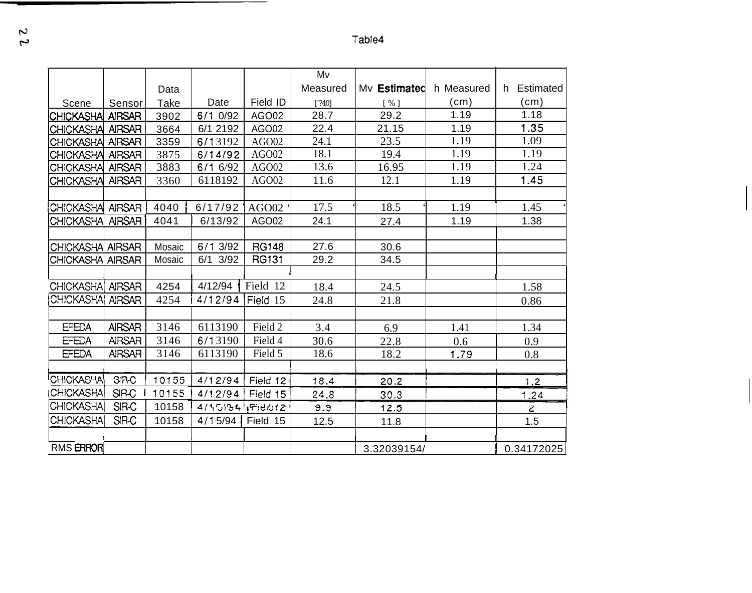Table4

| Scene | Sensor | Data Take | Date | Field ID | Mv Measured ['?40] | Mv Estimated [ % ] | h Measured (cm) | h Estimated (cm) |
|---|---|---|---|---|---|---|---|---|
| CHICKASHA | AIRSAR | 3902 | 6/1 0/92 | AGO02 | 28.7 | 29.2 | 1.19 | 1.18 |
| CHICKASHA | AIRSAR | 3664 | 6/1 2192 | AGO02 | 22.4 | 21.15 | 1.19 | 1.35 |
| CHICKASHA | AIRSAR | 3359 | 6/13192 | AGO02 | 24.1 | 23.5 | 1.19 | 1.09 |
| CHICKASHA | AIRSAR | 3875 | 6/14/92 | AGO02 | 18.1 | 19.4 | 1.19 | 1.19 |
| CHICKASHA | AIRSAR | 3883 | 6/1 6/92 | AGO02 | 13.6 | 16.95 | 1.19 | 1.24 |
| CHICKASHA | AIRSAR | 3360 | 6118192 | AGO02 | 11.6 | 12.1 | 1.19 | 1.45 |
| | | | | | | | | |
| CHICKASHA | AIRSAR | 4040 | 6/17/92 | AGO02 | 17.5 | 18.5 | 1.19 | 1.45 |
| CHICKASHA | AIRSAR | 4041 | 6/13/92 | AGO02 | 24.1 | 27.4 | 1.19 | 1.38 |
| | | | | | | | | |
| CHICKASHA | AIRSAR | Mosaic | 6/1 3/92 | RG148 | 27.6 | 30.6 | | |
| CHICKASHA | AIRSAR | Mosaic | 6/1 3/92 | RG131 | 29.2 | 34.5 | | |
| | | | | | | | | |
| CHICKASHA | AIRSAR | 4254 | 4/12/94 | Field 12 | 18.4 | 24.5 | | 1.58 |
| CHICKASHA | AIRSAR | 4254 | 4/12/94 | Field 15 | 24.8 | 21.8 | | 0.86 |
| | | | | | | | | |
| EFEDA | AIRSAR | 3146 | 6113190 | Field 2 | 3.4 | 6.9 | 1.41 | 1.34 |
| EFEDA | AIRSAR | 3146 | 6/13190 | Field 4 | 30.6 | 22.8 | 0.6 | 0.9 |
| EFEDA | AIRSAR | 3146 | 6113190 | Field 5 | 18.6 | 18.2 | 1.79 | 0.8 |
| | | | | | | | | |
| CHICKASHA | SIR-C | 10155 | 4/12/94 | Field 12 | 18.4 | 20.2 | | 1.2 |
| CHICKASHA | SIR-C | 10155 | 4/12/94 | Field 15 | 24.8 | 30.3 | | 1.24 |
| CHICKASHA | SIR-C | 10158 | 4/15/94 | Field 12 | 9.9 | 12.5 | | 2 |
| CHICKASHA | SIR-C | 10158 | 4/15/94 | Field 15 | 12.5 | 11.8 | | 1.5 |
| | | | | | | | | |
| RMS ERROR | | | | | | 3.32039154/ | | 0.34172025 |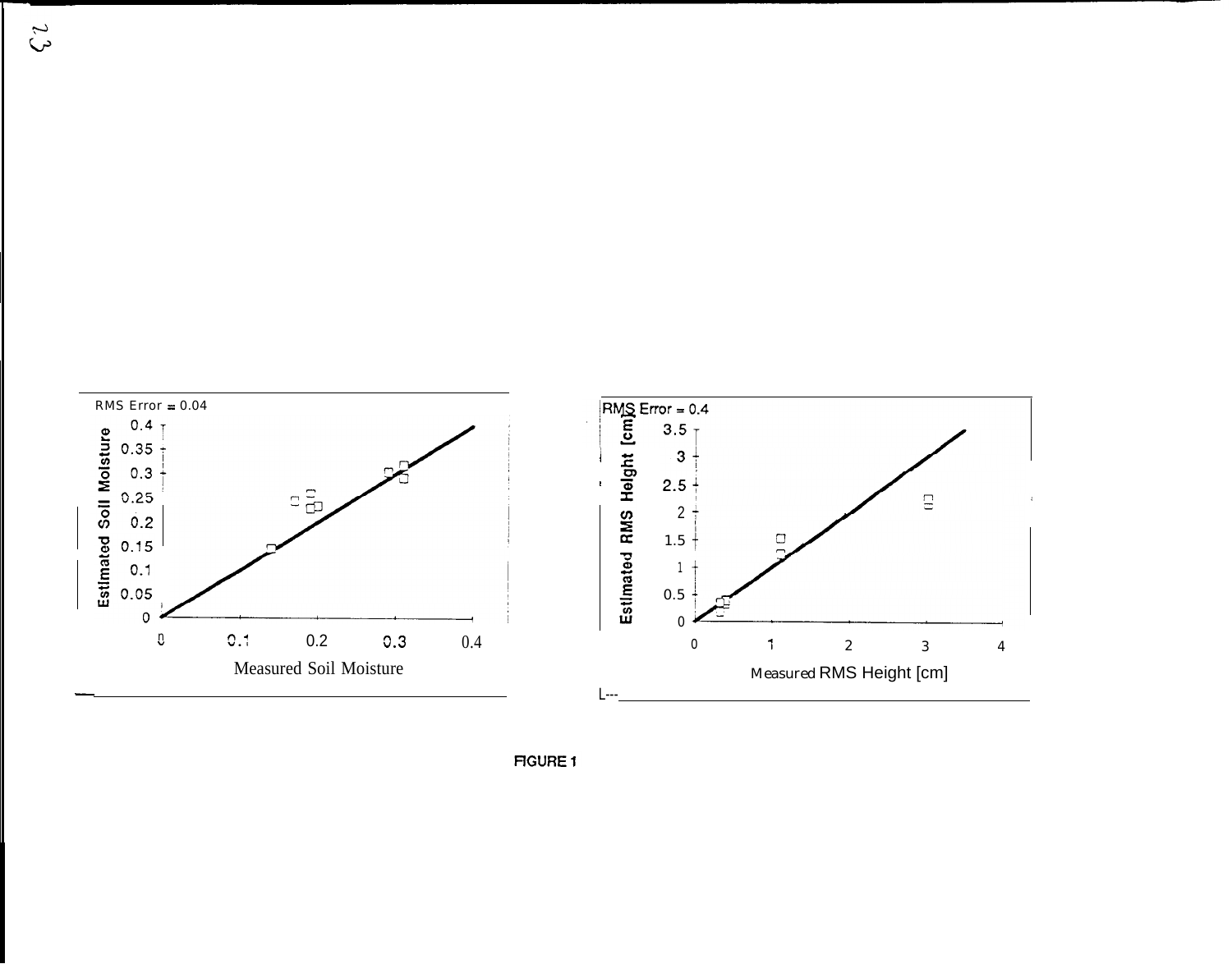RMS Error = 0.04

Estimated Soil Moisture

Measured Soil Moisture

RMS Error = 0.4

Estimated RMS Height [cm]

Measured RMS Height [cm]

FIGURE 1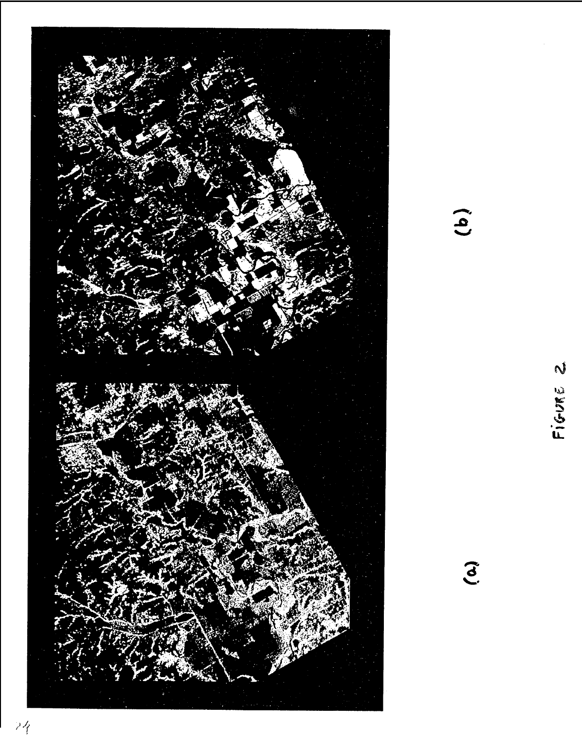(a)

(b)

FIGURE 2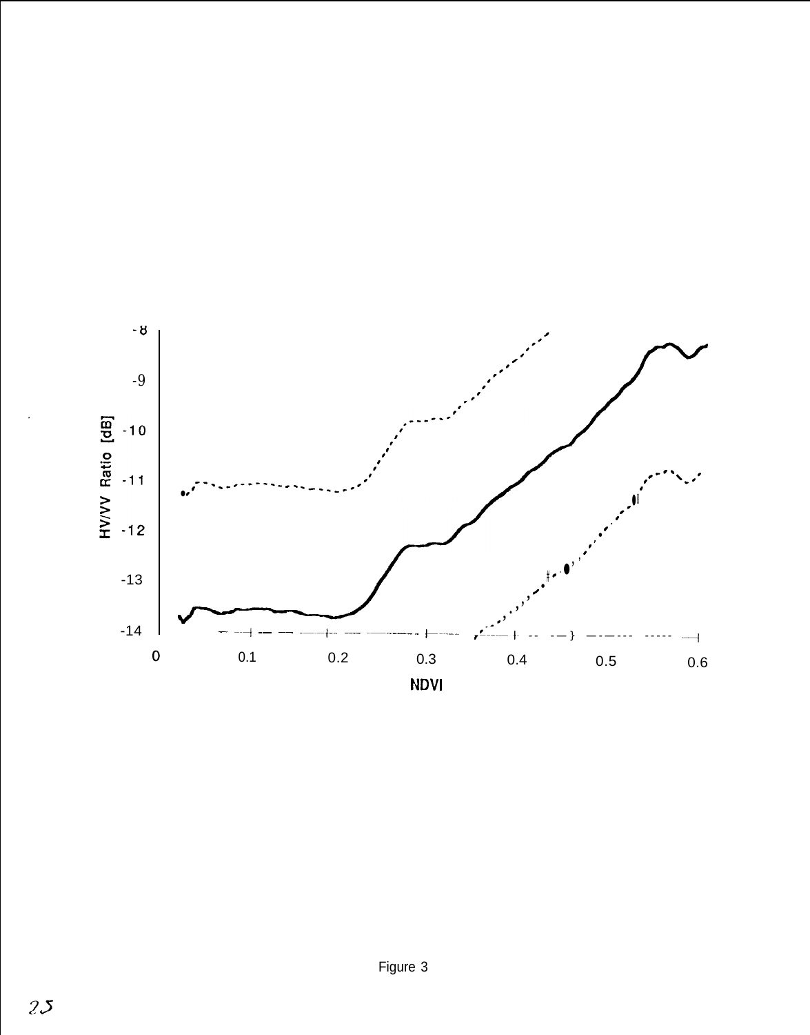Figure 3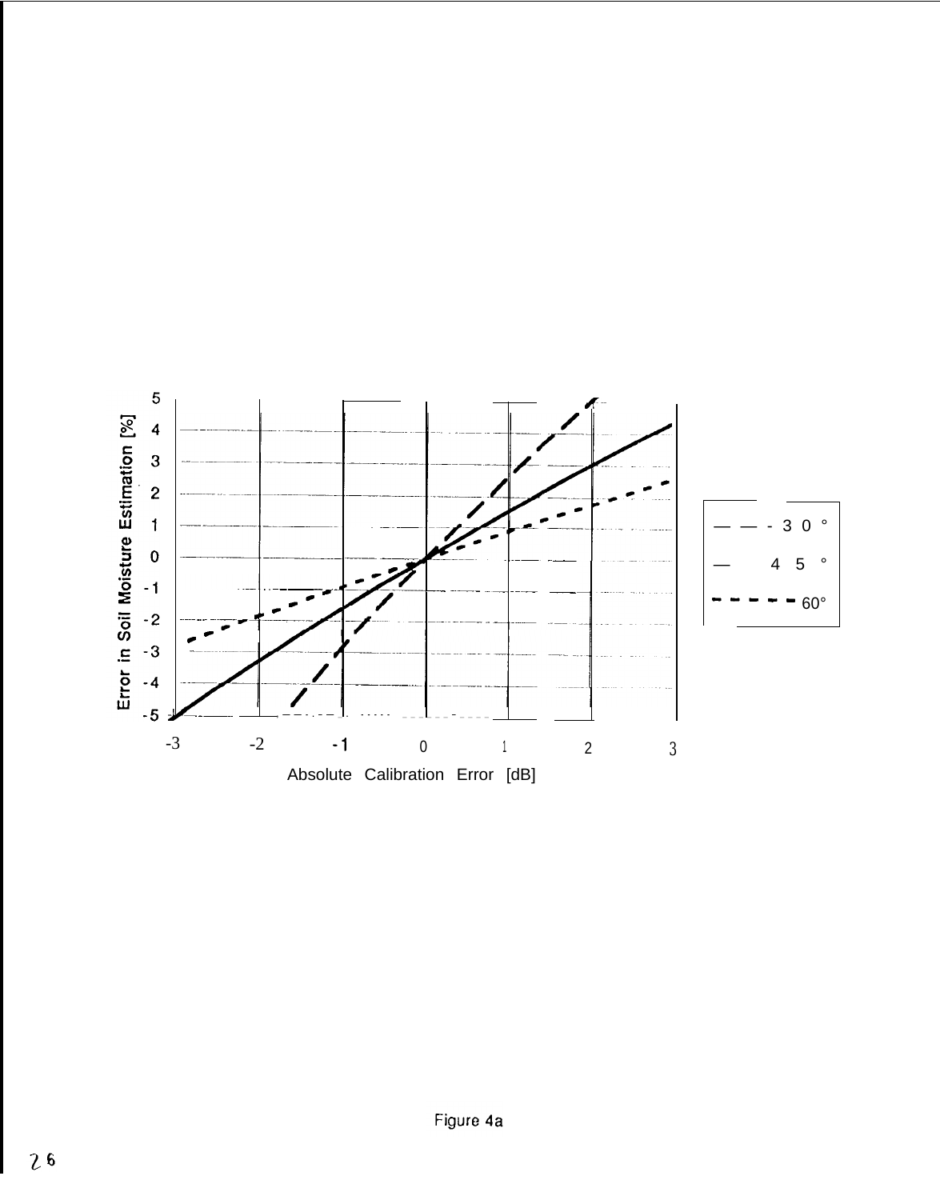Figure 4a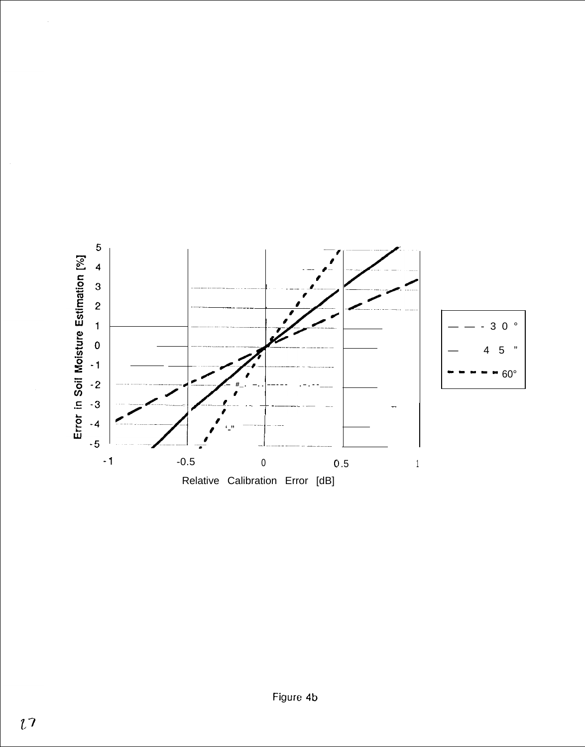Figure 4b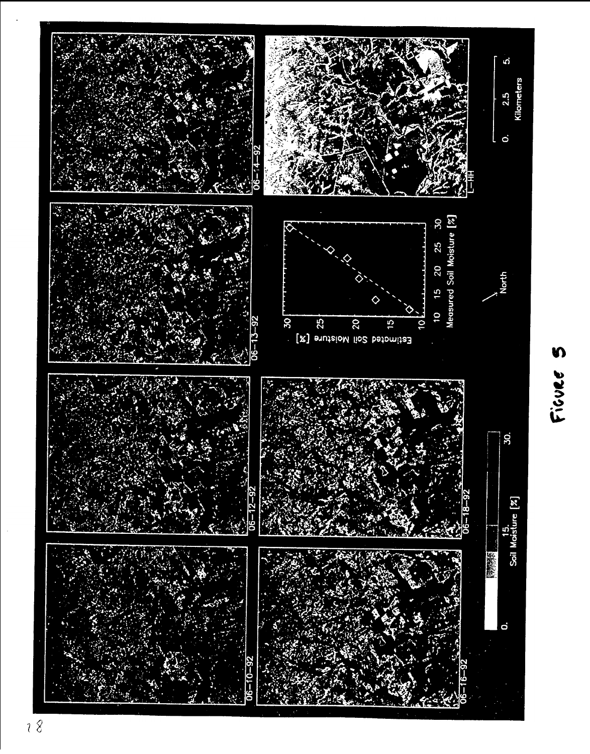Figure 5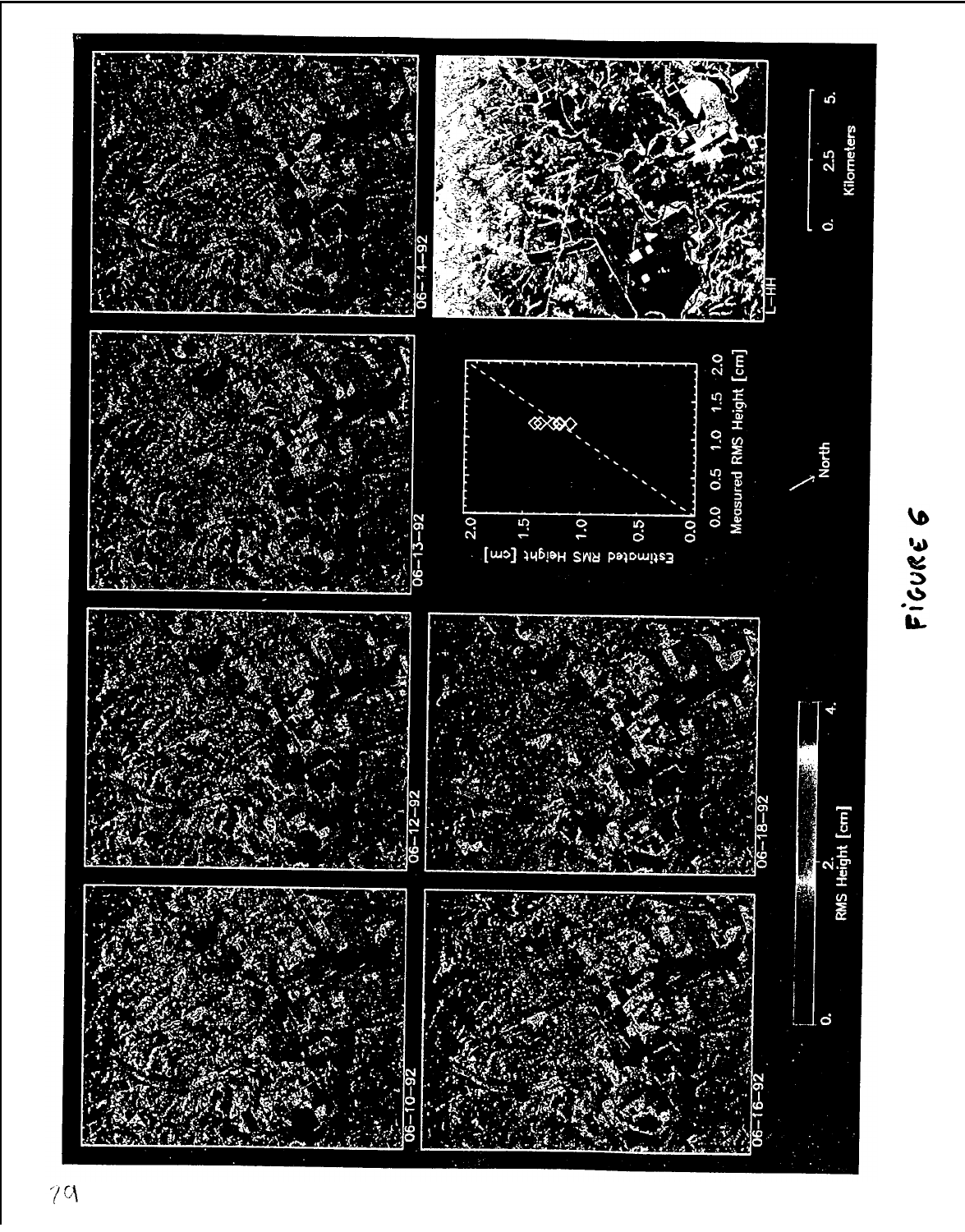FIGURE 6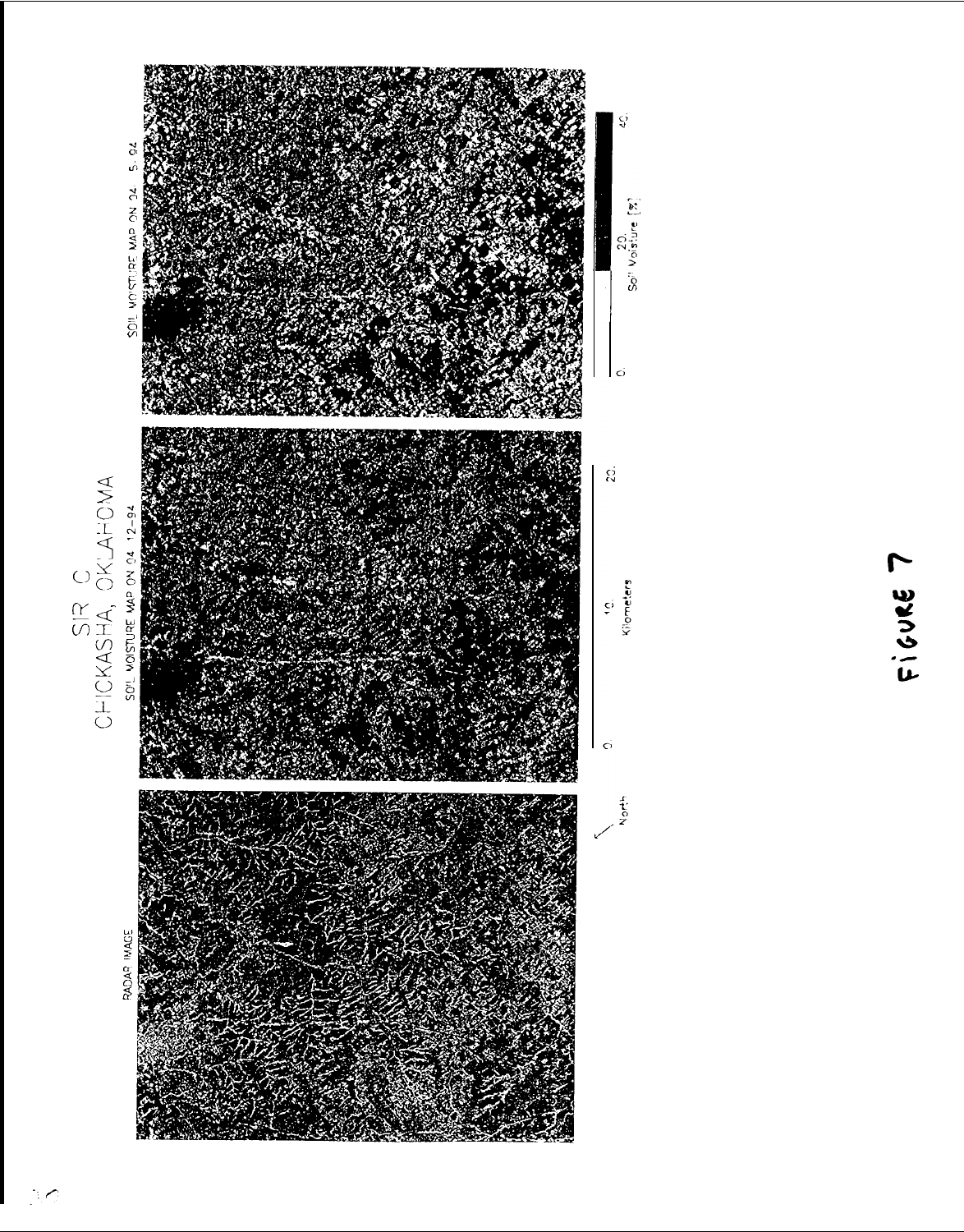SIR C

CHICKASHA, OKLAHOMA

RADAR IMAGE

SOIL MOISTURE MAP ON 04 12-94

SOIL MOISTURE MAP ON 04 15-94

North

0 10. 20.

Kilometers

0. 20. 40.

Soil Moisture [%]

FIGURE 7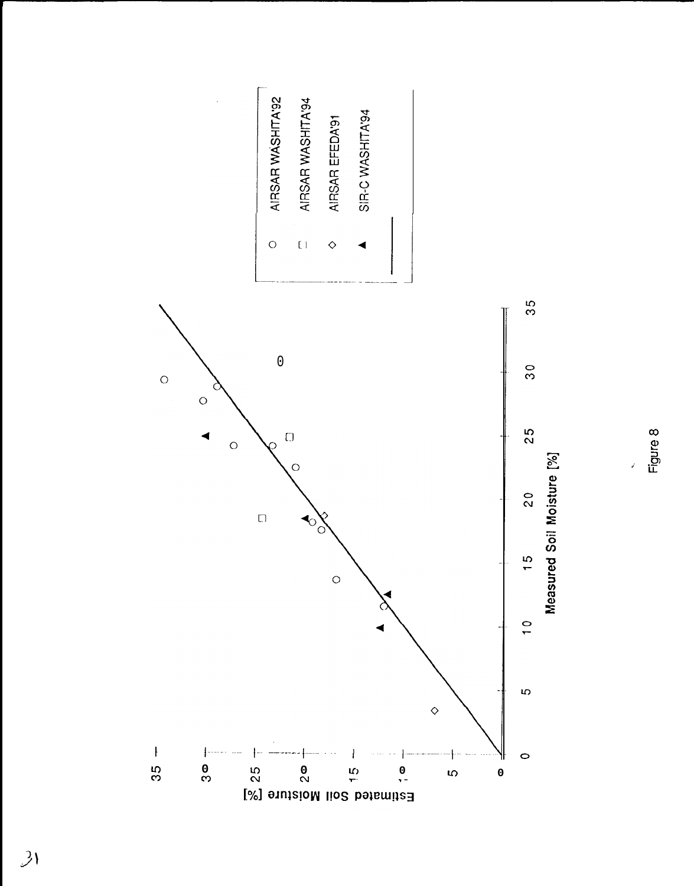Estimated Soil Moisture [%]

35
30
25
20
15
10
5
0

0
5
10
15
20
25
30
35

Measured Soil Moisture [%]

AIRSAR WASHITA'92

AIRSAR WASHITA'94

AIRSAR EFEDA'91

SIR-C WASHITA'94

Figure 8